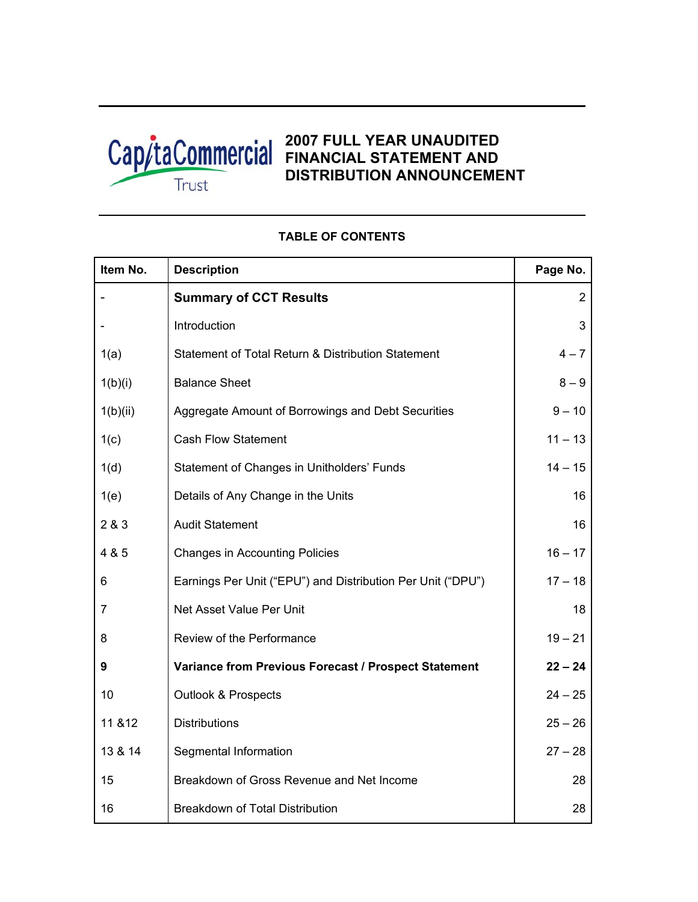CapitaCommercial Trust

# 2007 FULL YEAR UNAUDITED FINANCIAL STATEMENT AND DISTRIBUTION ANNOUNCEMENT

## TABLE OF CONTENTS

| Item No. | Description | Page No. |
|---|---|---|
| - | **Summary of CCT Results** | 2 |
| - | Introduction | 3 |
| 1(a) | Statement of Total Return & Distribution Statement | 4 – 7 |
| 1(b)(i) | Balance Sheet | 8 – 9 |
| 1(b)(ii) | Aggregate Amount of Borrowings and Debt Securities | 9 – 10 |
| 1(c) | Cash Flow Statement | 11 – 13 |
| 1(d) | Statement of Changes in Unitholders' Funds | 14 – 15 |
| 1(e) | Details of Any Change in the Units | 16 |
| 2 & 3 | Audit Statement | 16 |
| 4 & 5 | Changes in Accounting Policies | 16 – 17 |
| 6 | Earnings Per Unit ("EPU") and Distribution Per Unit ("DPU") | 17 – 18 |
| 7 | Net Asset Value Per Unit | 18 |
| 8 | Review of the Performance | 19 – 21 |
| **9** | **Variance from Previous Forecast / Prospect Statement** | **22 – 24** |
| 10 | Outlook & Prospects | 24 – 25 |
| 11 &12 | Distributions | 25 – 26 |
| 13 & 14 | Segmental Information | 27 – 28 |
| 15 | Breakdown of Gross Revenue and Net Income | 28 |
| 16 | Breakdown of Total Distribution | 28 |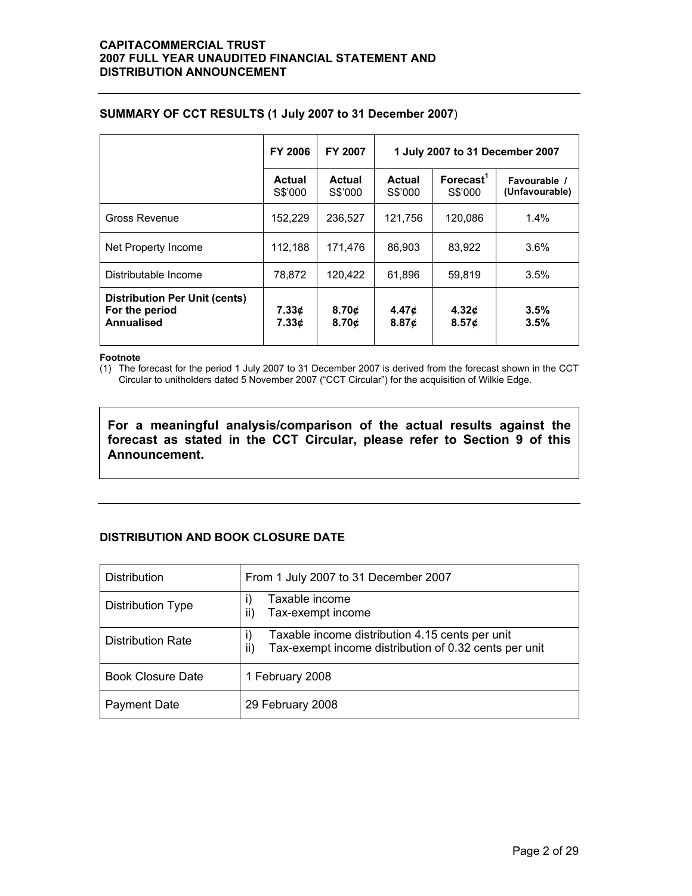## SUMMARY OF CCT RESULTS (1 July 2007 to 31 December 2007)

| | FY 2006 | FY 2007 | 1 July 2007 to 31 December 2007 | | |
|---|---|---|---|---|---|
| | **Actual** S$'000 | **Actual** S$'000 | **Actual** S$'000 | **Forecast**[1] S$'000 | **Favourable / (Unfavourable)** |
| Gross Revenue | 152,229 | 236,527 | 121,756 | 120,086 | 1.4% |
| Net Property Income | 112,188 | 171,476 | 86,903 | 83,922 | 3.6% |
| Distributable Income | 78,872 | 120,422 | 61,896 | 59,819 | 3.5% |
| **Distribution Per Unit (cents)** | | | | | |
| **For the period** | **7.33¢** | **8.70¢** | **4.47¢** | **4.32¢** | **3.5%** |
| **Annualised** | **7.33¢** | **8.70¢** | **8.87¢** | **8.57¢** | **3.5%** |

**Footnote**

(1) The forecast for the period 1 July 2007 to 31 December 2007 is derived from the forecast shown in the CCT Circular to unitholders dated 5 November 2007 ("CCT Circular") for the acquisition of Wilkie Edge.

**For a meaningful analysis/comparison of the actual results against the forecast as stated in the CCT Circular, please refer to Section 9 of this Announcement.**

## DISTRIBUTION AND BOOK CLOSURE DATE

| | |
|---|---|
| Distribution | From 1 July 2007 to 31 December 2007 |
| Distribution Type | i) Taxable income<br>ii) Tax-exempt income |
| Distribution Rate | i) Taxable income distribution 4.15 cents per unit<br>ii) Tax-exempt income distribution of 0.32 cents per unit |
| Book Closure Date | 1 February 2008 |
| Payment Date | 29 February 2008 |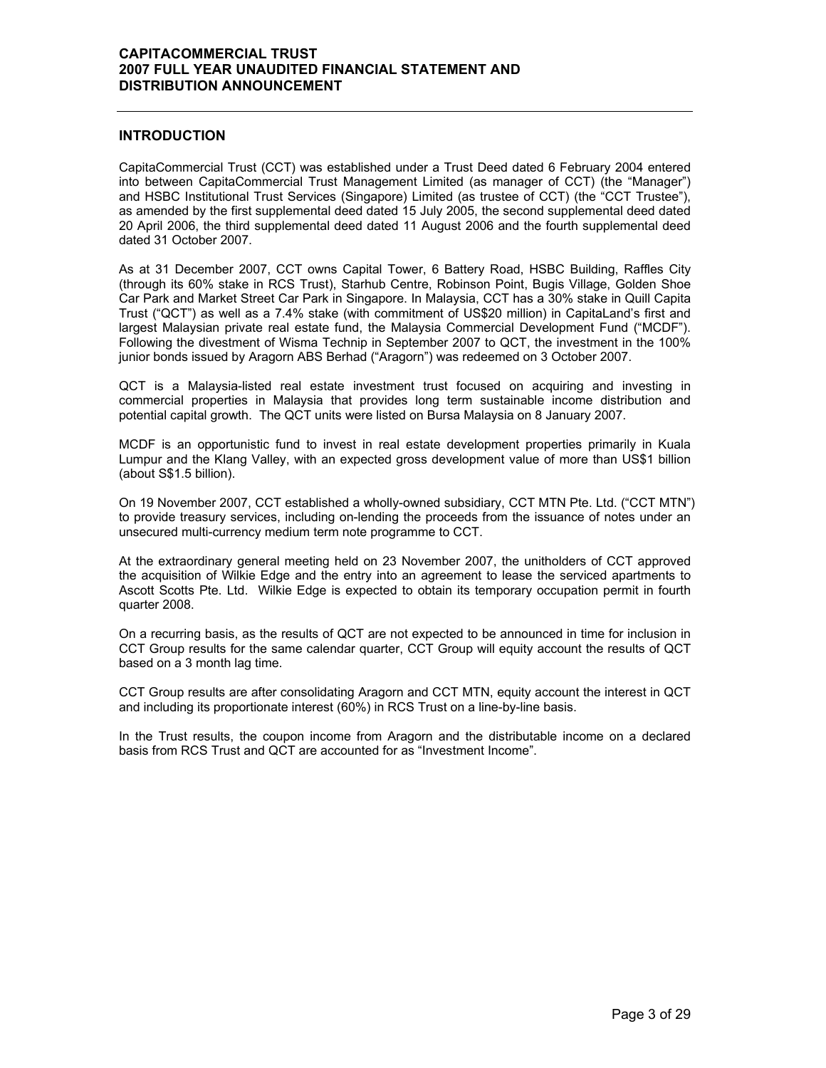## INTRODUCTION

CapitaCommercial Trust (CCT) was established under a Trust Deed dated 6 February 2004 entered into between CapitaCommercial Trust Management Limited (as manager of CCT) (the "Manager") and HSBC Institutional Trust Services (Singapore) Limited (as trustee of CCT) (the "CCT Trustee"), as amended by the first supplemental deed dated 15 July 2005, the second supplemental deed dated 20 April 2006, the third supplemental deed dated 11 August 2006 and the fourth supplemental deed dated 31 October 2007.

As at 31 December 2007, CCT owns Capital Tower, 6 Battery Road, HSBC Building, Raffles City (through its 60% stake in RCS Trust), Starhub Centre, Robinson Point, Bugis Village, Golden Shoe Car Park and Market Street Car Park in Singapore. In Malaysia, CCT has a 30% stake in Quill Capita Trust ("QCT") as well as a 7.4% stake (with commitment of US$20 million) in CapitaLand's first and largest Malaysian private real estate fund, the Malaysia Commercial Development Fund ("MCDF"). Following the divestment of Wisma Technip in September 2007 to QCT, the investment in the 100% junior bonds issued by Aragorn ABS Berhad ("Aragorn") was redeemed on 3 October 2007.

QCT is a Malaysia-listed real estate investment trust focused on acquiring and investing in commercial properties in Malaysia that provides long term sustainable income distribution and potential capital growth. The QCT units were listed on Bursa Malaysia on 8 January 2007.

MCDF is an opportunistic fund to invest in real estate development properties primarily in Kuala Lumpur and the Klang Valley, with an expected gross development value of more than US$1 billion (about S$1.5 billion).

On 19 November 2007, CCT established a wholly-owned subsidiary, CCT MTN Pte. Ltd. ("CCT MTN") to provide treasury services, including on-lending the proceeds from the issuance of notes under an unsecured multi-currency medium term note programme to CCT.

At the extraordinary general meeting held on 23 November 2007, the unitholders of CCT approved the acquisition of Wilkie Edge and the entry into an agreement to lease the serviced apartments to Ascott Scotts Pte. Ltd. Wilkie Edge is expected to obtain its temporary occupation permit in fourth quarter 2008.

On a recurring basis, as the results of QCT are not expected to be announced in time for inclusion in CCT Group results for the same calendar quarter, CCT Group will equity account the results of QCT based on a 3 month lag time.

CCT Group results are after consolidating Aragorn and CCT MTN, equity account the interest in QCT and including its proportionate interest (60%) in RCS Trust on a line-by-line basis.

In the Trust results, the coupon income from Aragorn and the distributable income on a declared basis from RCS Trust and QCT are accounted for as "Investment Income".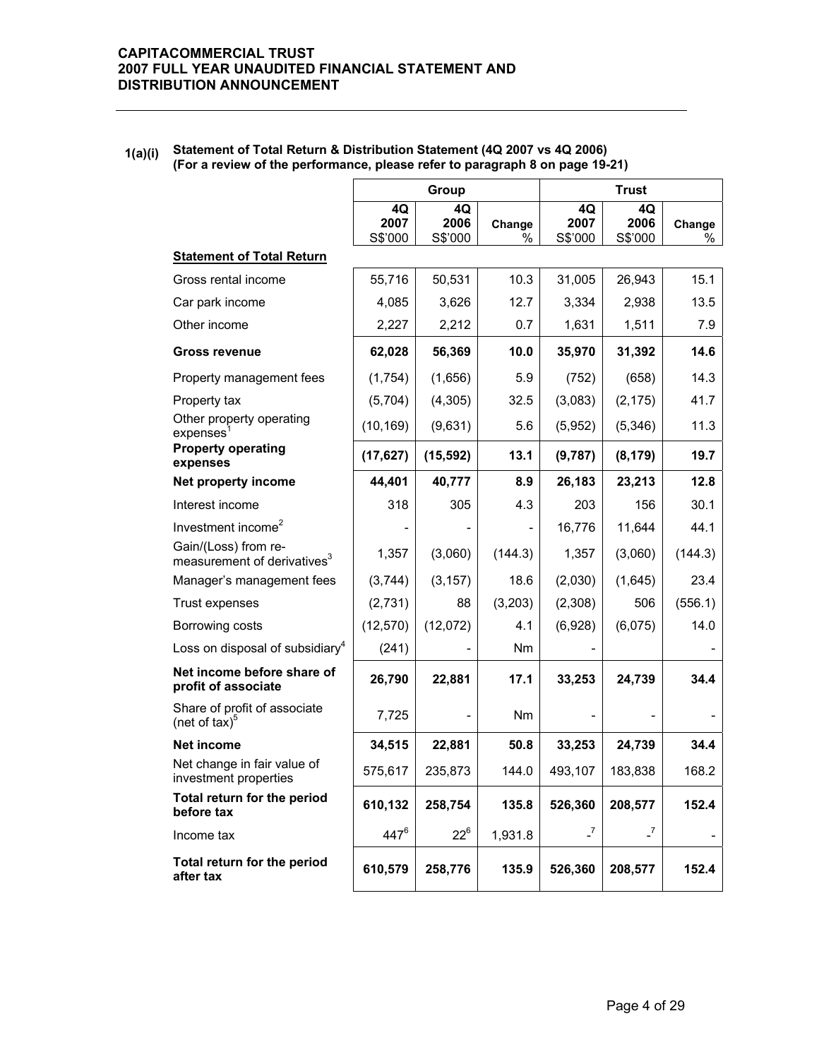**1(a)(i) Statement of Total Return & Distribution Statement (4Q 2007 vs 4Q 2006)**
**(For a review of the performance, please refer to paragraph 8 on page 19-21)**

| | Group | | | Trust | | |
|---|---|---|---|---|---|---|
| | 4Q 2007 S$'000 | 4Q 2006 S$'000 | Change % | 4Q 2007 S$'000 | 4Q 2006 S$'000 | Change % |
| **Statement of Total Return** | | | | | | |
| Gross rental income | 55,716 | 50,531 | 10.3 | 31,005 | 26,943 | 15.1 |
| Car park income | 4,085 | 3,626 | 12.7 | 3,334 | 2,938 | 13.5 |
| Other income | 2,227 | 2,212 | 0.7 | 1,631 | 1,511 | 7.9 |
| **Gross revenue** | **62,028** | **56,369** | **10.0** | **35,970** | **31,392** | **14.6** |
| Property management fees | (1,754) | (1,656) | 5.9 | (752) | (658) | 14.3 |
| Property tax | (5,704) | (4,305) | 32.5 | (3,083) | (2,175) | 41.7 |
| Other property operating expenses[1] | (10,169) | (9,631) | 5.6 | (5,952) | (5,346) | 11.3 |
| **Property operating expenses** | **(17,627)** | **(15,592)** | **13.1** | **(9,787)** | **(8,179)** | **19.7** |
| **Net property income** | **44,401** | **40,777** | **8.9** | **26,183** | **23,213** | **12.8** |
| Interest income | 318 | 305 | 4.3 | 203 | 156 | 30.1 |
| Investment income[2] | - | - | - | 16,776 | 11,644 | 44.1 |
| Gain/(Loss) from re-measurement of derivatives[3] | 1,357 | (3,060) | (144.3) | 1,357 | (3,060) | (144.3) |
| Manager's management fees | (3,744) | (3,157) | 18.6 | (2,030) | (1,645) | 23.4 |
| Trust expenses | (2,731) | 88 | (3,203) | (2,308) | 506 | (556.1) |
| Borrowing costs | (12,570) | (12,072) | 4.1 | (6,928) | (6,075) | 14.0 |
| Loss on disposal of subsidiary[4] | (241) | - | Nm | - | | - |
| **Net income before share of profit of associate** | **26,790** | **22,881** | **17.1** | **33,253** | **24,739** | **34.4** |
| Share of profit of associate (net of tax)[5] | 7,725 | - | Nm | - | - | - |
| **Net income** | **34,515** | **22,881** | **50.8** | **33,253** | **24,739** | **34.4** |
| Net change in fair value of investment properties | 575,617 | 235,873 | 144.0 | 493,107 | 183,838 | 168.2 |
| **Total return for the period before tax** | **610,132** | **258,754** | **135.8** | **526,360** | **208,577** | **152.4** |
| Income tax | 447[6] | 22[6] | 1,931.8 | -[7] | -[7] | - |
| **Total return for the period after tax** | **610,579** | **258,776** | **135.9** | **526,360** | **208,577** | **152.4** |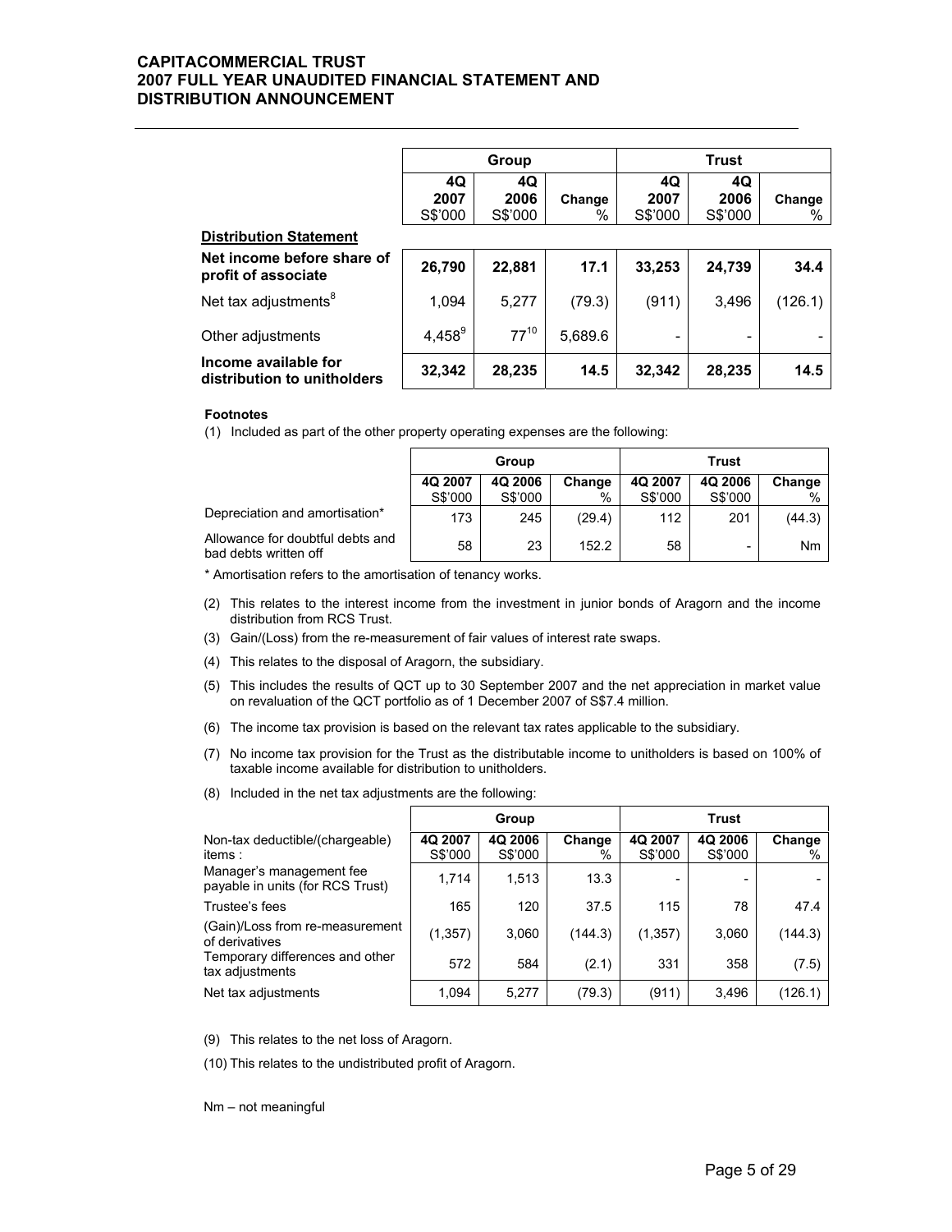|  | Group |  |  | Trust |  |  |
|---|---|---|---|---|---|---|
|  | 4Q 2007 S$'000 | 4Q 2006 S$'000 | Change % | 4Q 2007 S$'000 | 4Q 2006 S$'000 | Change % |
| **Distribution Statement** |  |  |  |  |  |  |
| **Net income before share of profit of associate** | **26,790** | **22,881** | **17.1** | **33,253** | **24,739** | **34.4** |
| Net tax adjustments[8] | 1,094 | 5,277 | (79.3) | (911) | 3,496 | (126.1) |
| Other adjustments | 4,458[9] | 77[10] | 5,689.6 | - | - | - |
| **Income available for distribution to unitholders** | **32,342** | **28,235** | **14.5** | **32,342** | **28,235** | **14.5** |

**Footnotes**

(1) Included as part of the other property operating expenses are the following:

|  | Group |  |  | Trust |  |  |
|---|---|---|---|---|---|---|
|  | 4Q 2007 S$'000 | 4Q 2006 S$'000 | Change % | 4Q 2007 S$'000 | 4Q 2006 S$'000 | Change % |
| Depreciation and amortisation* | 173 | 245 | (29.4) | 112 | 201 | (44.3) |
| Allowance for doubtful debts and bad debts written off | 58 | 23 | 152.2 | 58 | - | Nm |

\* Amortisation refers to the amortisation of tenancy works.

(2) This relates to the interest income from the investment in junior bonds of Aragorn and the income distribution from RCS Trust.

(3) Gain/(Loss) from the re-measurement of fair values of interest rate swaps.

(4) This relates to the disposal of Aragorn, the subsidiary.

(5) This includes the results of QCT up to 30 September 2007 and the net appreciation in market value on revaluation of the QCT portfolio as of 1 December 2007 of S$7.4 million.

(6) The income tax provision is based on the relevant tax rates applicable to the subsidiary.

(7) No income tax provision for the Trust as the distributable income to unitholders is based on 100% of taxable income available for distribution to unitholders.

(8) Included in the net tax adjustments are the following:

|  | Group |  |  | Trust |  |  |
|---|---|---|---|---|---|---|
| Non-tax deductible/(chargeable) items : | 4Q 2007 S$'000 | 4Q 2006 S$'000 | Change % | 4Q 2007 S$'000 | 4Q 2006 S$'000 | Change % |
| Manager's management fee payable in units (for RCS Trust) | 1,714 | 1,513 | 13.3 | - | - | - |
| Trustee's fees | 165 | 120 | 37.5 | 115 | 78 | 47.4 |
| (Gain)/Loss from re-measurement of derivatives | (1,357) | 3,060 | (144.3) | (1,357) | 3,060 | (144.3) |
| Temporary differences and other tax adjustments | 572 | 584 | (2.1) | 331 | 358 | (7.5) |
| Net tax adjustments | 1,094 | 5,277 | (79.3) | (911) | 3,496 | (126.1) |

(9) This relates to the net loss of Aragorn.

(10) This relates to the undistributed profit of Aragorn.

Nm – not meaningful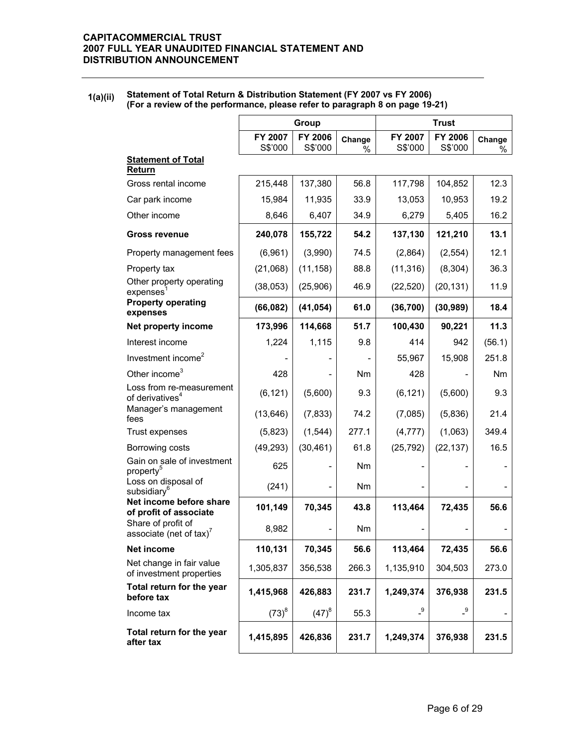**CAPITACOMMERCIAL TRUST**
**2007 FULL YEAR UNAUDITED FINANCIAL STATEMENT AND DISTRIBUTION ANNOUNCEMENT**

**1(a)(ii) Statement of Total Return & Distribution Statement (FY 2007 vs FY 2006)**
**(For a review of the performance, please refer to paragraph 8 on page 19-21)**

| | Group | | | Trust | | |
|---|---|---|---|---|---|---|
| | **FY 2007** S$'000 | **FY 2006** S$'000 | **Change** % | **FY 2007** S$'000 | **FY 2006** S$'000 | **Change** % |
| **Statement of Total Return** | | | | | | |
| Gross rental income | 215,448 | 137,380 | 56.8 | 117,798 | 104,852 | 12.3 |
| Car park income | 15,984 | 11,935 | 33.9 | 13,053 | 10,953 | 19.2 |
| Other income | 8,646 | 6,407 | 34.9 | 6,279 | 5,405 | 16.2 |
| **Gross revenue** | **240,078** | **155,722** | **54.2** | **137,130** | **121,210** | **13.1** |
| Property management fees | (6,961) | (3,990) | 74.5 | (2,864) | (2,554) | 12.1 |
| Property tax | (21,068) | (11,158) | 88.8 | (11,316) | (8,304) | 36.3 |
| Other property operating expenses[1] | (38,053) | (25,906) | 46.9 | (22,520) | (20,131) | 11.9 |
| **Property operating expenses** | **(66,082)** | **(41,054)** | **61.0** | **(36,700)** | **(30,989)** | **18.4** |
| **Net property income** | **173,996** | **114,668** | **51.7** | **100,430** | **90,221** | **11.3** |
| Interest income | 1,224 | 1,115 | 9.8 | 414 | 942 | (56.1) |
| Investment income[2] | - | - | - | 55,967 | 15,908 | 251.8 |
| Other income[3] | 428 | - | Nm | 428 | - | Nm |
| Loss from re-measurement of derivatives[4] | (6,121) | (5,600) | 9.3 | (6,121) | (5,600) | 9.3 |
| Manager's management fees | (13,646) | (7,833) | 74.2 | (7,085) | (5,836) | 21.4 |
| Trust expenses | (5,823) | (1,544) | 277.1 | (4,777) | (1,063) | 349.4 |
| Borrowing costs | (49,293) | (30,461) | 61.8 | (25,792) | (22,137) | 16.5 |
| Gain on sale of investment property[5] | 625 | - | Nm | - | - | - |
| Loss on disposal of subsidiary[6] | (241) | - | Nm | - | - | - |
| **Net income before share of profit of associate** | **101,149** | **70,345** | **43.8** | **113,464** | **72,435** | **56.6** |
| Share of profit of associate (net of tax)[7] | 8,982 | - | Nm | - | - | - |
| **Net income** | **110,131** | **70,345** | **56.6** | **113,464** | **72,435** | **56.6** |
| Net change in fair value of investment properties | 1,305,837 | 356,538 | 266.3 | 1,135,910 | 304,503 | 273.0 |
| **Total return for the year before tax** | **1,415,968** | **426,883** | **231.7** | **1,249,374** | **376,938** | **231.5** |
| Income tax | (73)[8] | (47)[8] | 55.3 | -[9] | -[9] | - |
| **Total return for the year after tax** | **1,415,895** | **426,836** | **231.7** | **1,249,374** | **376,938** | **231.5** |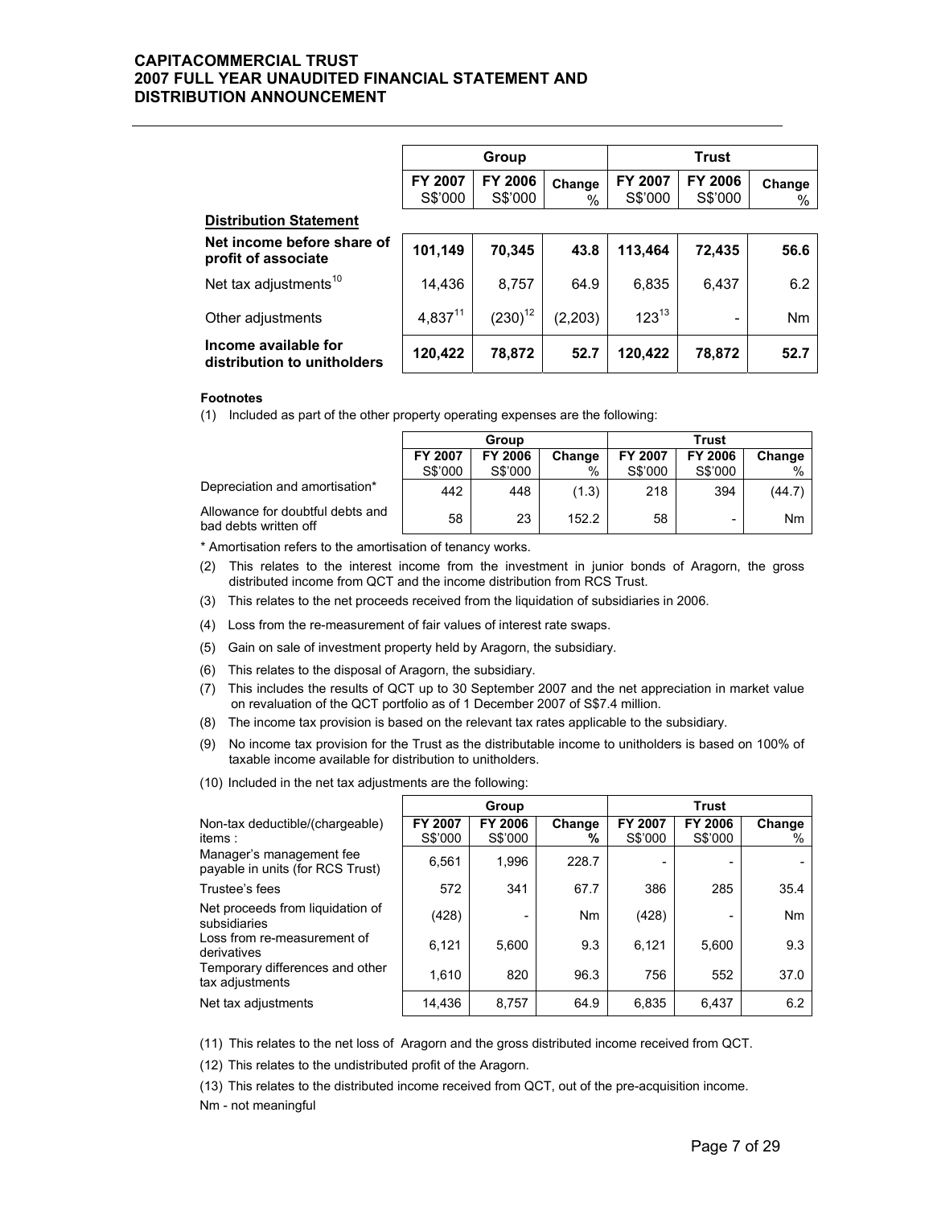| | Group | | | Trust | | |
|---|---|---|---|---|---|---|
| | FY 2007 S$'000 | FY 2006 S$'000 | Change % | FY 2007 S$'000 | FY 2006 S$'000 | Change % |
| **Distribution Statement** | | | | | | |
| **Net income before share of profit of associate** | **101,149** | **70,345** | **43.8** | **113,464** | **72,435** | **56.6** |
| Net tax adjustments[10] | 14,436 | 8,757 | 64.9 | 6,835 | 6,437 | 6.2 |
| Other adjustments | 4,837[11] | (230)[12] | (2,203) | 123[13] | - | Nm |
| **Income available for distribution to unitholders** | **120,422** | **78,872** | **52.7** | **120,422** | **78,872** | **52.7** |

**Footnotes**

(1) Included as part of the other property operating expenses are the following:

| | Group | | | Trust | | |
|---|---|---|---|---|---|---|
| | FY 2007 S$'000 | FY 2006 S$'000 | Change % | FY 2007 S$'000 | FY 2006 S$'000 | Change % |
| Depreciation and amortisation* | 442 | 448 | (1.3) | 218 | 394 | (44.7) |
| Allowance for doubtful debts and bad debts written off | 58 | 23 | 152.2 | 58 | - | Nm |

* Amortisation refers to the amortisation of tenancy works.

(2) This relates to the interest income from the investment in junior bonds of Aragorn, the gross distributed income from QCT and the income distribution from RCS Trust.

(3) This relates to the net proceeds received from the liquidation of subsidiaries in 2006.

(4) Loss from the re-measurement of fair values of interest rate swaps.

(5) Gain on sale of investment property held by Aragorn, the subsidiary.

(6) This relates to the disposal of Aragorn, the subsidiary.

(7) This includes the results of QCT up to 30 September 2007 and the net appreciation in market value on revaluation of the QCT portfolio as of 1 December 2007 of S$7.4 million.

(8) The income tax provision is based on the relevant tax rates applicable to the subsidiary.

(9) No income tax provision for the Trust as the distributable income to unitholders is based on 100% of taxable income available for distribution to unitholders.

(10) Included in the net tax adjustments are the following:

| | Group | | | Trust | | |
|---|---|---|---|---|---|---|
| Non-tax deductible/(chargeable) items : | FY 2007 S$'000 | FY 2006 S$'000 | Change % | FY 2007 S$'000 | FY 2006 S$'000 | Change % |
| Manager's management fee payable in units (for RCS Trust) | 6,561 | 1,996 | 228.7 | - | - | - |
| Trustee's fees | 572 | 341 | 67.7 | 386 | 285 | 35.4 |
| Net proceeds from liquidation of subsidiaries | (428) | - | Nm | (428) | - | Nm |
| Loss from re-measurement of derivatives | 6,121 | 5,600 | 9.3 | 6,121 | 5,600 | 9.3 |
| Temporary differences and other tax adjustments | 1,610 | 820 | 96.3 | 756 | 552 | 37.0 |
| Net tax adjustments | 14,436 | 8,757 | 64.9 | 6,835 | 6,437 | 6.2 |

(11) This relates to the net loss of Aragorn and the gross distributed income received from QCT.

(12) This relates to the undistributed profit of the Aragorn.

(13) This relates to the distributed income received from QCT, out of the pre-acquisition income.

Nm - not meaningful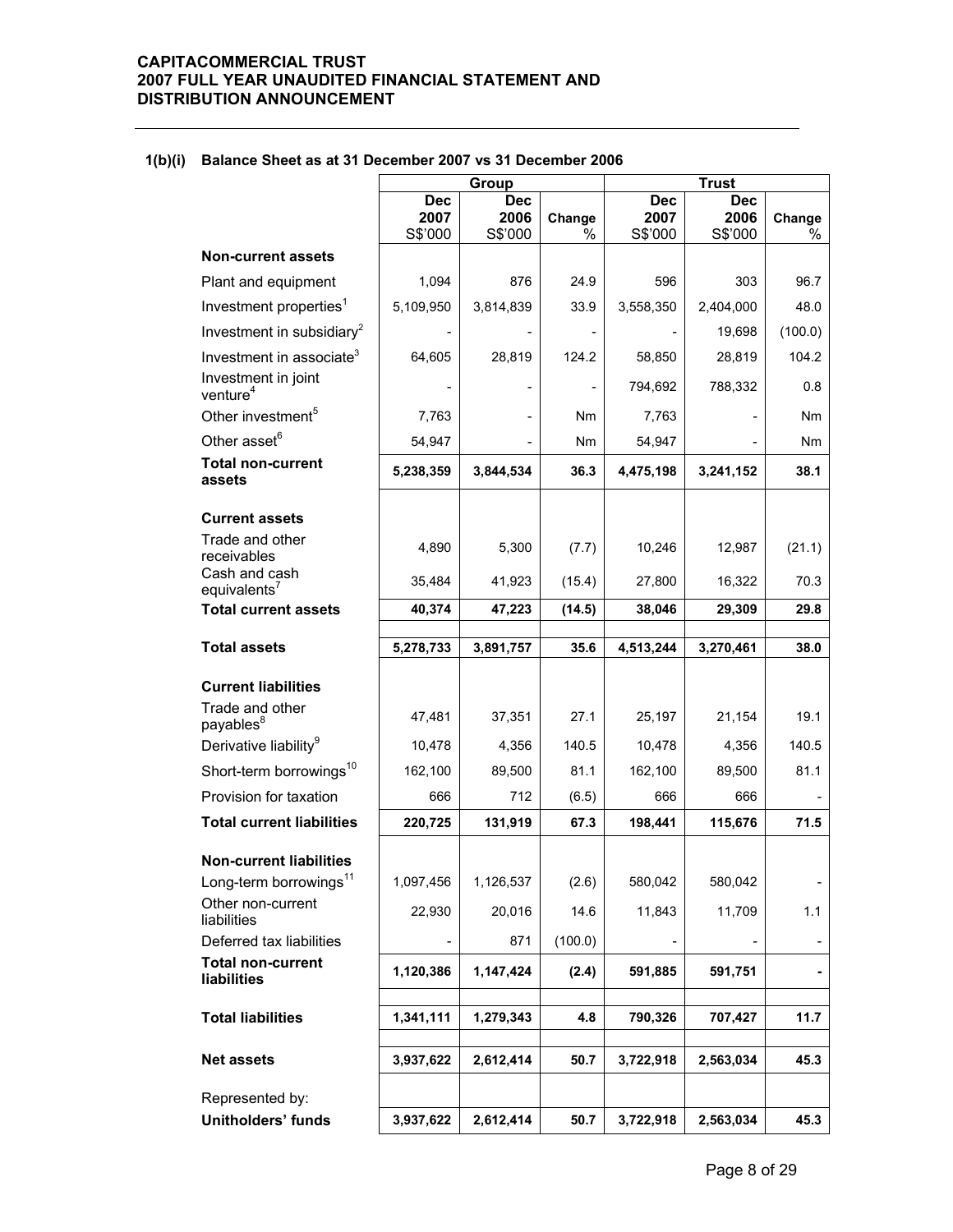#### 1(b)(i) Balance Sheet as at 31 December 2007 vs 31 December 2006

| | Group | | | Trust | | |
|---|---|---|---|---|---|---|
| | Dec 2007 S$'000 | Dec 2006 S$'000 | Change % | Dec 2007 S$'000 | Dec 2006 S$'000 | Change % |
| **Non-current assets** | | | | | | |
| Plant and equipment | 1,094 | 876 | 24.9 | 596 | 303 | 96.7 |
| Investment properties[1] | 5,109,950 | 3,814,839 | 33.9 | 3,558,350 | 2,404,000 | 48.0 |
| Investment in subsidiary[2] | - | - | - | - | 19,698 | (100.0) |
| Investment in associate[3] | 64,605 | 28,819 | 124.2 | 58,850 | 28,819 | 104.2 |
| Investment in joint venture[4] | - | - | - | 794,692 | 788,332 | 0.8 |
| Other investment[5] | 7,763 | - | Nm | 7,763 | - | Nm |
| Other asset[6] | 54,947 | - | Nm | 54,947 | - | Nm |
| **Total non-current assets** | **5,238,359** | **3,844,534** | **36.3** | **4,475,198** | **3,241,152** | **38.1** |
| **Current assets** | | | | | | |
| Trade and other receivables | 4,890 | 5,300 | (7.7) | 10,246 | 12,987 | (21.1) |
| Cash and cash equivalents[7] | 35,484 | 41,923 | (15.4) | 27,800 | 16,322 | 70.3 |
| **Total current assets** | **40,374** | **47,223** | **(14.5)** | **38,046** | **29,309** | **29.8** |
| **Total assets** | **5,278,733** | **3,891,757** | **35.6** | **4,513,244** | **3,270,461** | **38.0** |
| **Current liabilities** | | | | | | |
| Trade and other payables[8] | 47,481 | 37,351 | 27.1 | 25,197 | 21,154 | 19.1 |
| Derivative liability[9] | 10,478 | 4,356 | 140.5 | 10,478 | 4,356 | 140.5 |
| Short-term borrowings[10] | 162,100 | 89,500 | 81.1 | 162,100 | 89,500 | 81.1 |
| Provision for taxation | 666 | 712 | (6.5) | 666 | 666 | - |
| **Total current liabilities** | **220,725** | **131,919** | **67.3** | **198,441** | **115,676** | **71.5** |
| **Non-current liabilities** | | | | | | |
| Long-term borrowings[11] | 1,097,456 | 1,126,537 | (2.6) | 580,042 | 580,042 | - |
| Other non-current liabilities | 22,930 | 20,016 | 14.6 | 11,843 | 11,709 | 1.1 |
| Deferred tax liabilities | - | 871 | (100.0) | - | - | - |
| **Total non-current liabilities** | **1,120,386** | **1,147,424** | **(2.4)** | **591,885** | **591,751** | **-** |
| **Total liabilities** | **1,341,111** | **1,279,343** | **4.8** | **790,326** | **707,427** | **11.7** |
| **Net assets** | **3,937,622** | **2,612,414** | **50.7** | **3,722,918** | **2,563,034** | **45.3** |
| Represented by: | | | | | | |
| **Unitholders' funds** | **3,937,622** | **2,612,414** | **50.7** | **3,722,918** | **2,563,034** | **45.3** |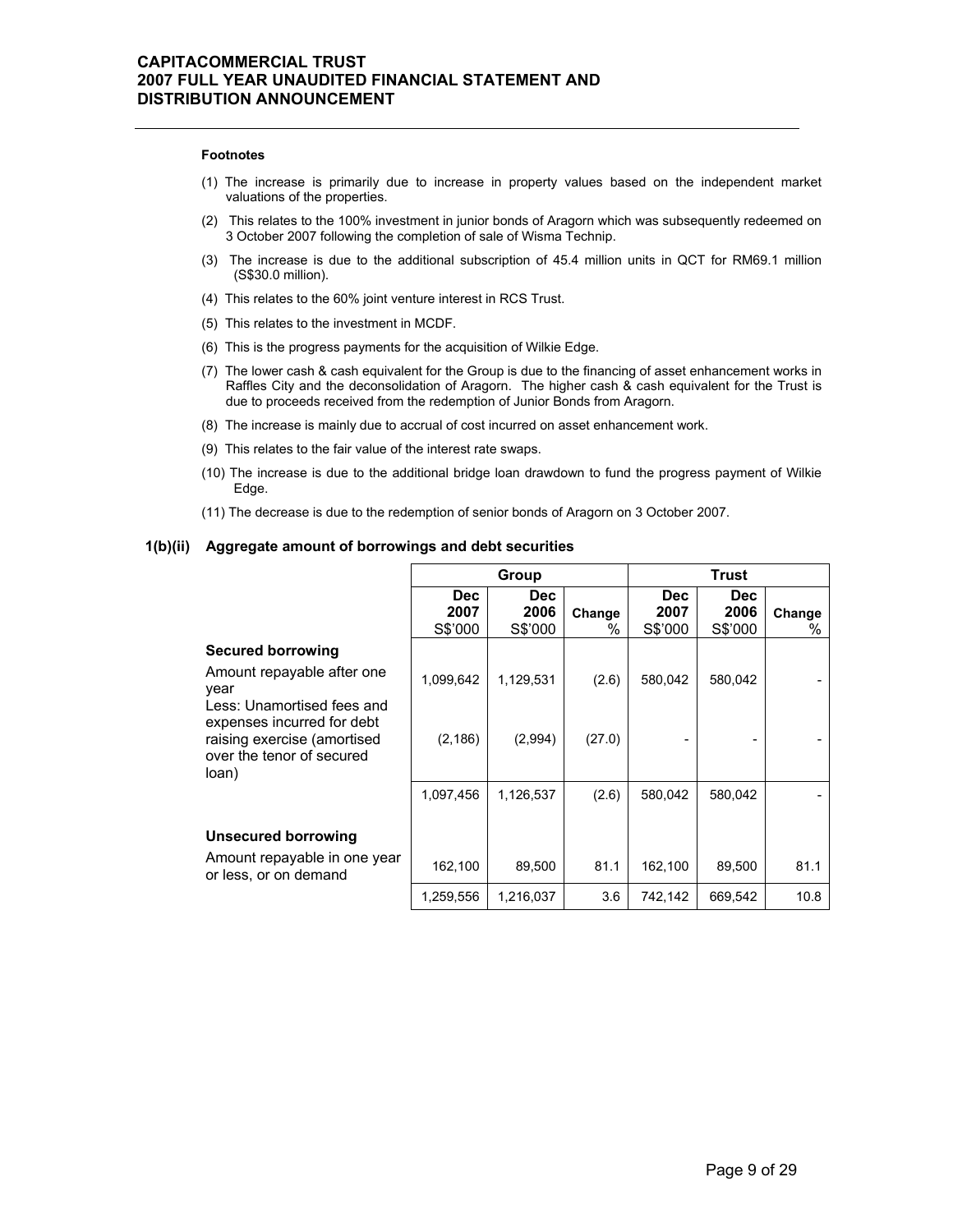**Footnotes**

(1) The increase is primarily due to increase in property values based on the independent market valuations of the properties.

(2) This relates to the 100% investment in junior bonds of Aragorn which was subsequently redeemed on 3 October 2007 following the completion of sale of Wisma Technip.

(3) The increase is due to the additional subscription of 45.4 million units in QCT for RM69.1 million (S$30.0 million).

(4) This relates to the 60% joint venture interest in RCS Trust.

(5) This relates to the investment in MCDF.

(6) This is the progress payments for the acquisition of Wilkie Edge.

(7) The lower cash & cash equivalent for the Group is due to the financing of asset enhancement works in Raffles City and the deconsolidation of Aragorn. The higher cash & cash equivalent for the Trust is due to proceeds received from the redemption of Junior Bonds from Aragorn.

(8) The increase is mainly due to accrual of cost incurred on asset enhancement work.

(9) This relates to the fair value of the interest rate swaps.

(10) The increase is due to the additional bridge loan drawdown to fund the progress payment of Wilkie Edge.

(11) The decrease is due to the redemption of senior bonds of Aragorn on 3 October 2007.

### 1(b)(ii) Aggregate amount of borrowings and debt securities

| | Group | | | Trust | | |
|---|---|---|---|---|---|---|
| | Dec 2007 S$'000 | Dec 2006 S$'000 | Change % | Dec 2007 S$'000 | Dec 2006 S$'000 | Change % |
| **Secured borrowing** | | | | | | |
| Amount repayable after one year | 1,099,642 | 1,129,531 | (2.6) | 580,042 | 580,042 | - |
| Less: Unamortised fees and expenses incurred for debt raising exercise (amortised over the tenor of secured loan) | (2,186) | (2,994) | (27.0) | - | - | - |
| | 1,097,456 | 1,126,537 | (2.6) | 580,042 | 580,042 | - |
| **Unsecured borrowing** | | | | | | |
| Amount repayable in one year or less, or on demand | 162,100 | 89,500 | 81.1 | 162,100 | 89,500 | 81.1 |
| | 1,259,556 | 1,216,037 | 3.6 | 742,142 | 669,542 | 10.8 |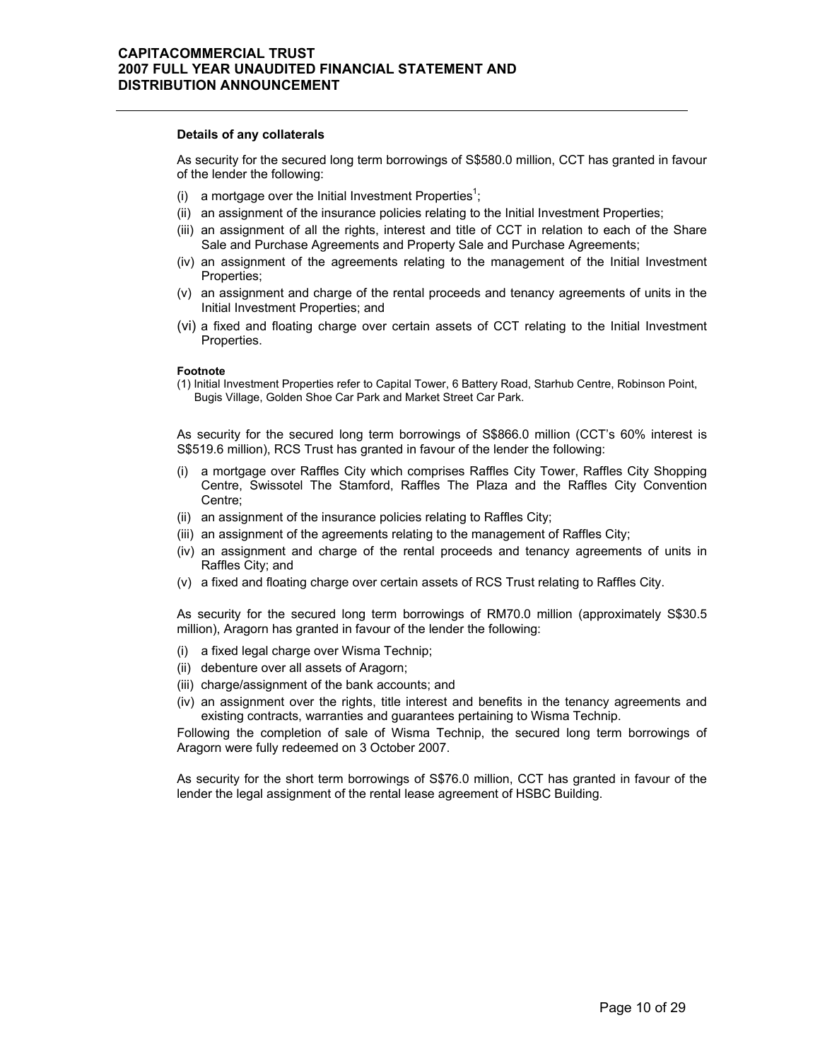**Details of any collaterals**

As security for the secured long term borrowings of S$580.0 million, CCT has granted in favour of the lender the following:

(i) a mortgage over the Initial Investment Properties[1];
(ii) an assignment of the insurance policies relating to the Initial Investment Properties;
(iii) an assignment of all the rights, interest and title of CCT in relation to each of the Share Sale and Purchase Agreements and Property Sale and Purchase Agreements;
(iv) an assignment of the agreements relating to the management of the Initial Investment Properties;
(v) an assignment and charge of the rental proceeds and tenancy agreements of units in the Initial Investment Properties; and
(vi) a fixed and floating charge over certain assets of CCT relating to the Initial Investment Properties.

**Footnote**

(1) Initial Investment Properties refer to Capital Tower, 6 Battery Road, Starhub Centre, Robinson Point, Bugis Village, Golden Shoe Car Park and Market Street Car Park.

As security for the secured long term borrowings of S$866.0 million (CCT's 60% interest is S$519.6 million), RCS Trust has granted in favour of the lender the following:

(i) a mortgage over Raffles City which comprises Raffles City Tower, Raffles City Shopping Centre, Swissotel The Stamford, Raffles The Plaza and the Raffles City Convention Centre;
(ii) an assignment of the insurance policies relating to Raffles City;
(iii) an assignment of the agreements relating to the management of Raffles City;
(iv) an assignment and charge of the rental proceeds and tenancy agreements of units in Raffles City; and
(v) a fixed and floating charge over certain assets of RCS Trust relating to Raffles City.

As security for the secured long term borrowings of RM70.0 million (approximately S$30.5 million), Aragorn has granted in favour of the lender the following:

(i) a fixed legal charge over Wisma Technip;
(ii) debenture over all assets of Aragorn;
(iii) charge/assignment of the bank accounts; and
(iv) an assignment over the rights, title interest and benefits in the tenancy agreements and existing contracts, warranties and guarantees pertaining to Wisma Technip.

Following the completion of sale of Wisma Technip, the secured long term borrowings of Aragorn were fully redeemed on 3 October 2007.

As security for the short term borrowings of S$76.0 million, CCT has granted in favour of the lender the legal assignment of the rental lease agreement of HSBC Building.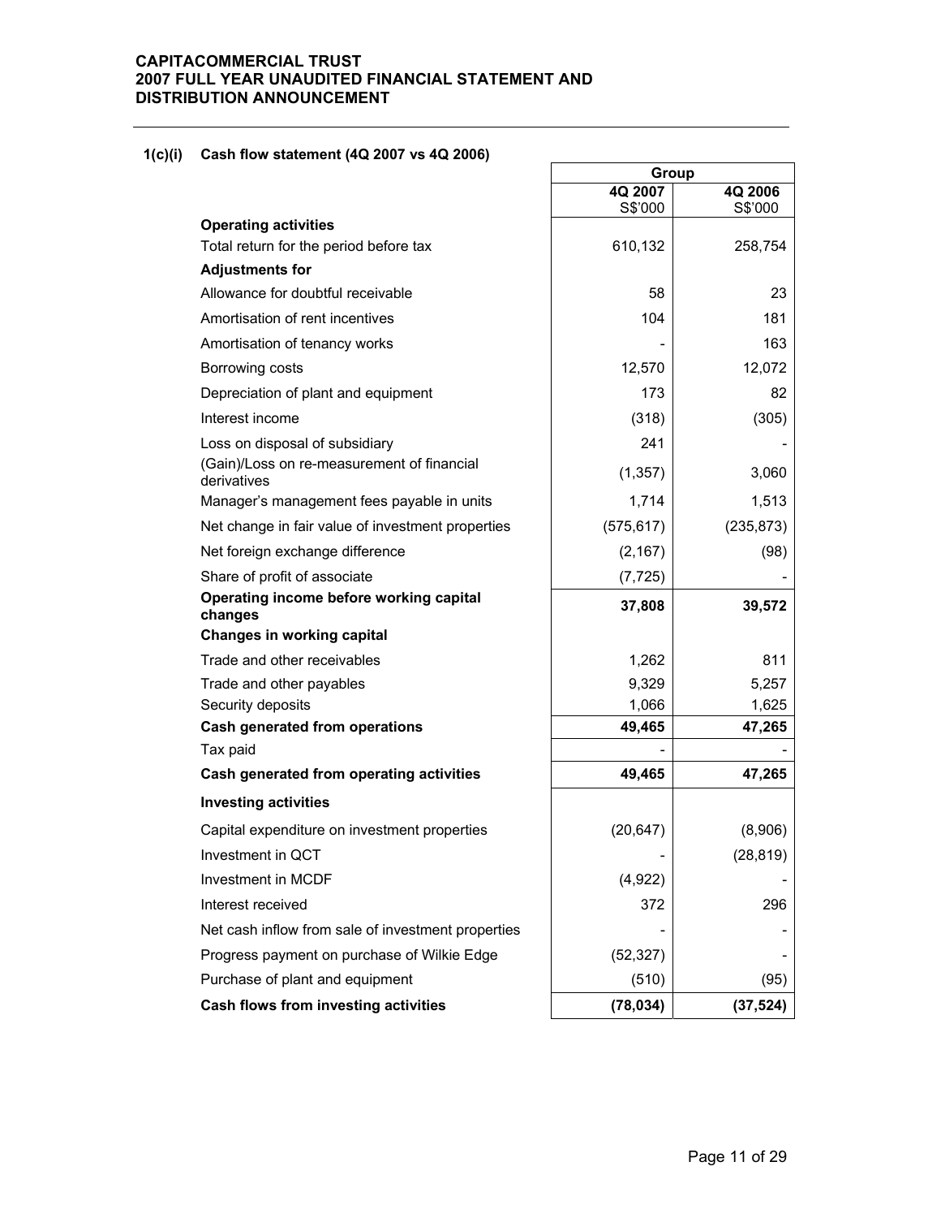#### 1(c)(i) Cash flow statement (4Q 2007 vs 4Q 2006)

| | Group | |
|---|---|---|
| | 4Q 2007<br>S$'000 | 4Q 2006<br>S$'000 |
| **Operating activities** | | |
| Total return for the period before tax | 610,132 | 258,754 |
| **Adjustments for** | | |
| Allowance for doubtful receivable | 58 | 23 |
| Amortisation of rent incentives | 104 | 181 |
| Amortisation of tenancy works | - | 163 |
| Borrowing costs | 12,570 | 12,072 |
| Depreciation of plant and equipment | 173 | 82 |
| Interest income | (318) | (305) |
| Loss on disposal of subsidiary | 241 | - |
| (Gain)/Loss on re-measurement of financial derivatives | (1,357) | 3,060 |
| Manager's management fees payable in units | 1,714 | 1,513 |
| Net change in fair value of investment properties | (575,617) | (235,873) |
| Net foreign exchange difference | (2,167) | (98) |
| Share of profit of associate | (7,725) | - |
| **Operating income before working capital changes** | **37,808** | **39,572** |
| **Changes in working capital** | | |
| Trade and other receivables | 1,262 | 811 |
| Trade and other payables | 9,329 | 5,257 |
| Security deposits | 1,066 | 1,625 |
| **Cash generated from operations** | **49,465** | **47,265** |
| Tax paid | - | - |
| **Cash generated from operating activities** | **49,465** | **47,265** |
| **Investing activities** | | |
| Capital expenditure on investment properties | (20,647) | (8,906) |
| Investment in QCT | - | (28,819) |
| Investment in MCDF | (4,922) | - |
| Interest received | 372 | 296 |
| Net cash inflow from sale of investment properties | - | - |
| Progress payment on purchase of Wilkie Edge | (52,327) | - |
| Purchase of plant and equipment | (510) | (95) |
| **Cash flows from investing activities** | **(78,034)** | **(37,524)** |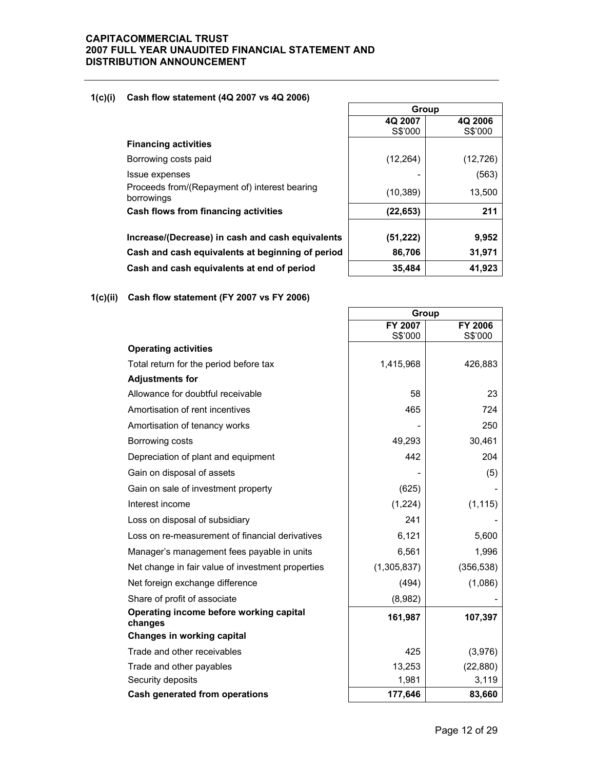**1(c)(i) Cash flow statement (4Q 2007 vs 4Q 2006)**

| | Group | |
|---|---|---|
| | 4Q 2007<br>S$'000 | 4Q 2006<br>S$'000 |
| **Financing activities** | | |
| Borrowing costs paid | (12,264) | (12,726) |
| Issue expenses | - | (563) |
| Proceeds from/(Repayment of) interest bearing borrowings | (10,389) | 13,500 |
| **Cash flows from financing activities** | **(22,653)** | **211** |
| | | |
| **Increase/(Decrease) in cash and cash equivalents** | **(51,222)** | **9,952** |
| **Cash and cash equivalents at beginning of period** | **86,706** | **31,971** |
| **Cash and cash equivalents at end of period** | **35,484** | **41,923** |

**1(c)(ii) Cash flow statement (FY 2007 vs FY 2006)**

| | Group | |
|---|---|---|
| | FY 2007<br>S$'000 | FY 2006<br>S$'000 |
| **Operating activities** | | |
| Total return for the period before tax | 1,415,968 | 426,883 |
| **Adjustments for** | | |
| Allowance for doubtful receivable | 58 | 23 |
| Amortisation of rent incentives | 465 | 724 |
| Amortisation of tenancy works | - | 250 |
| Borrowing costs | 49,293 | 30,461 |
| Depreciation of plant and equipment | 442 | 204 |
| Gain on disposal of assets | - | (5) |
| Gain on sale of investment property | (625) | - |
| Interest income | (1,224) | (1,115) |
| Loss on disposal of subsidiary | 241 | - |
| Loss on re-measurement of financial derivatives | 6,121 | 5,600 |
| Manager's management fees payable in units | 6,561 | 1,996 |
| Net change in fair value of investment properties | (1,305,837) | (356,538) |
| Net foreign exchange difference | (494) | (1,086) |
| Share of profit of associate | (8,982) | - |
| **Operating income before working capital changes** | **161,987** | **107,397** |
| **Changes in working capital** | | |
| Trade and other receivables | 425 | (3,976) |
| Trade and other payables | 13,253 | (22,880) |
| Security deposits | 1,981 | 3,119 |
| **Cash generated from operations** | **177,646** | **83,660** |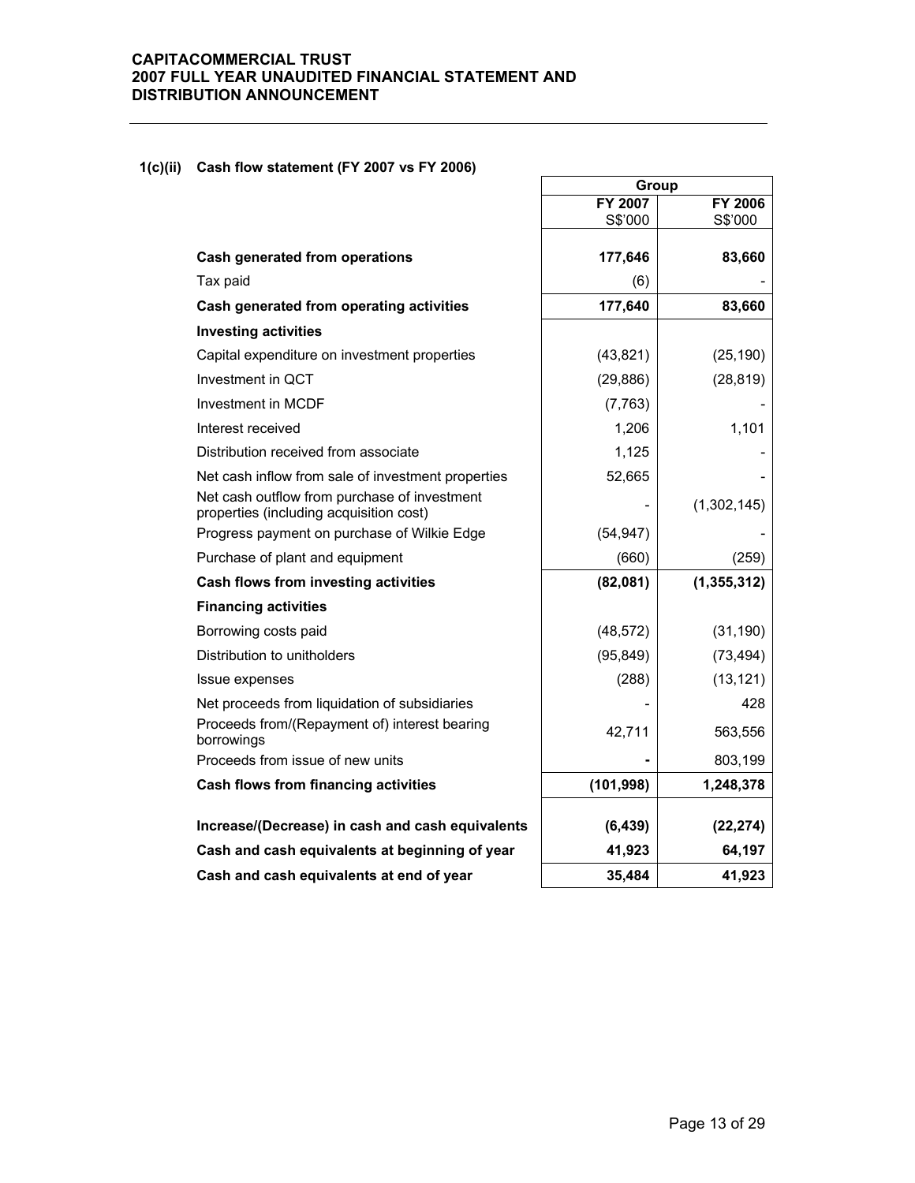**1(c)(ii) Cash flow statement (FY 2007 vs FY 2006)**

| | Group | |
|---|---|---|
| | FY 2007<br>S$'000 | FY 2006<br>S$'000 |
| **Cash generated from operations** | **177,646** | **83,660** |
| Tax paid | (6) | - |
| **Cash generated from operating activities** | **177,640** | **83,660** |
| **Investing activities** | | |
| Capital expenditure on investment properties | (43,821) | (25,190) |
| Investment in QCT | (29,886) | (28,819) |
| Investment in MCDF | (7,763) | - |
| Interest received | 1,206 | 1,101 |
| Distribution received from associate | 1,125 | - |
| Net cash inflow from sale of investment properties | 52,665 | - |
| Net cash outflow from purchase of investment properties (including acquisition cost) | - | (1,302,145) |
| Progress payment on purchase of Wilkie Edge | (54,947) | - |
| Purchase of plant and equipment | (660) | (259) |
| **Cash flows from investing activities** | **(82,081)** | **(1,355,312)** |
| **Financing activities** | | |
| Borrowing costs paid | (48,572) | (31,190) |
| Distribution to unitholders | (95,849) | (73,494) |
| Issue expenses | (288) | (13,121) |
| Net proceeds from liquidation of subsidiaries | - | 428 |
| Proceeds from/(Repayment of) interest bearing borrowings | 42,711 | 563,556 |
| Proceeds from issue of new units | **-** | 803,199 |
| **Cash flows from financing activities** | **(101,998)** | **1,248,378** |
| **Increase/(Decrease) in cash and cash equivalents** | **(6,439)** | **(22,274)** |
| **Cash and cash equivalents at beginning of year** | **41,923** | **64,197** |
| **Cash and cash equivalents at end of year** | **35,484** | **41,923** |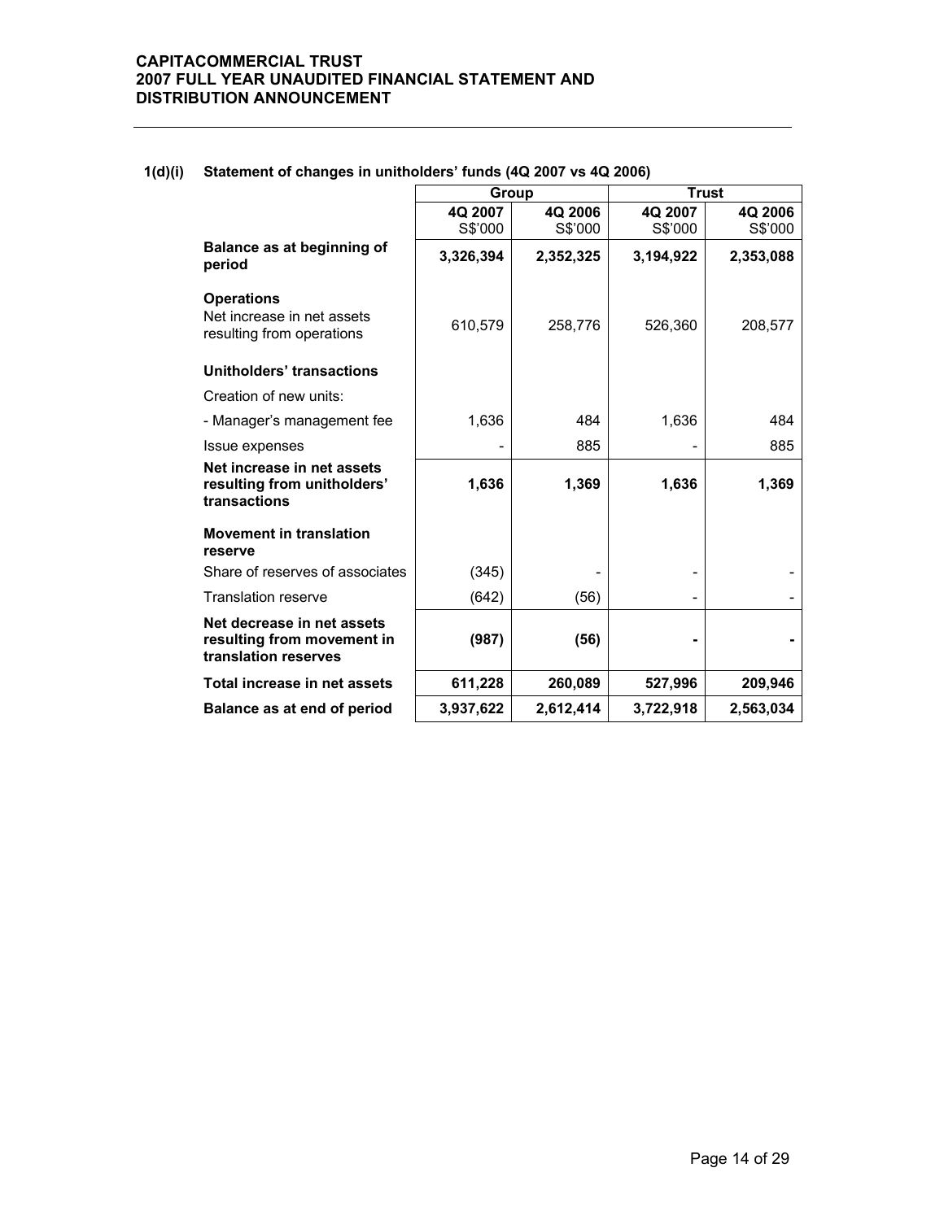### 1(d)(i) Statement of changes in unitholders' funds (4Q 2007 vs 4Q 2006)

| | Group | | Trust | |
|---|---|---|---|---|
| | 4Q 2007<br>S$'000 | 4Q 2006<br>S$'000 | 4Q 2007<br>S$'000 | 4Q 2006<br>S$'000 |
| **Balance as at beginning of period** | **3,326,394** | **2,352,325** | **3,194,922** | **2,353,088** |
| **Operations** | | | | |
| Net increase in net assets resulting from operations | 610,579 | 258,776 | 526,360 | 208,577 |
| **Unitholders' transactions** | | | | |
| Creation of new units: | | | | |
| - Manager's management fee | 1,636 | 484 | 1,636 | 484 |
| Issue expenses | - | 885 | - | 885 |
| **Net increase in net assets resulting from unitholders' transactions** | **1,636** | **1,369** | **1,636** | **1,369** |
| **Movement in translation reserve** | | | | |
| Share of reserves of associates | (345) | - | - | - |
| Translation reserve | (642) | (56) | - | - |
| **Net decrease in net assets resulting from movement in translation reserves** | **(987)** | **(56)** | **-** | **-** |
| **Total increase in net assets** | **611,228** | **260,089** | **527,996** | **209,946** |
| **Balance as at end of period** | **3,937,622** | **2,612,414** | **3,722,918** | **2,563,034** |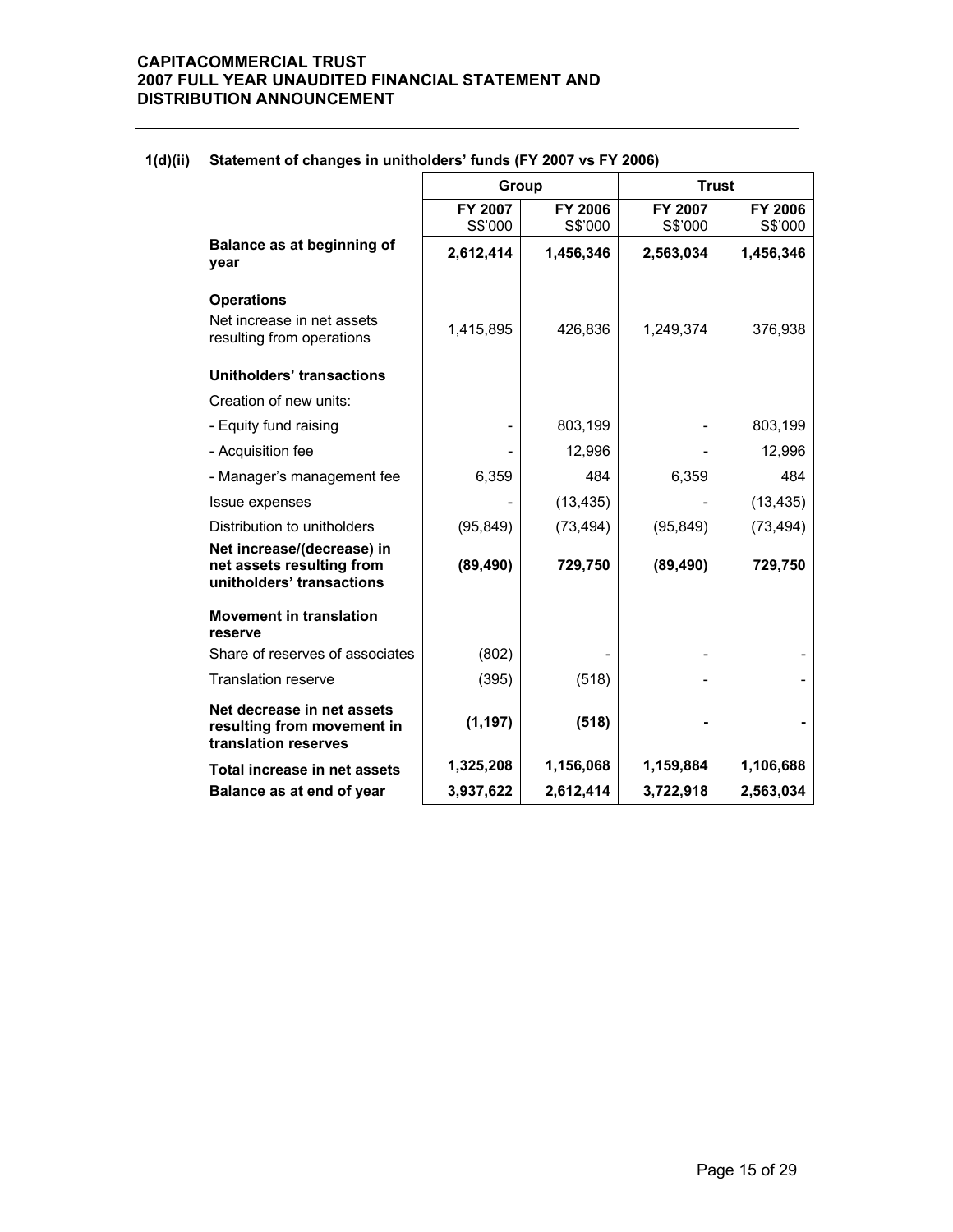**1(d)(ii) Statement of changes in unitholders' funds (FY 2007 vs FY 2006)**

| | Group | | Trust | |
|---|---|---|---|---|
| | FY 2007 S$'000 | FY 2006 S$'000 | FY 2007 S$'000 | FY 2006 S$'000 |
| **Balance as at beginning of year** | **2,612,414** | **1,456,346** | **2,563,034** | **1,456,346** |
| **Operations** | | | | |
| Net increase in net assets resulting from operations | 1,415,895 | 426,836 | 1,249,374 | 376,938 |
| **Unitholders' transactions** | | | | |
| Creation of new units: | | | | |
| - Equity fund raising | - | 803,199 | - | 803,199 |
| - Acquisition fee | - | 12,996 | - | 12,996 |
| - Manager's management fee | 6,359 | 484 | 6,359 | 484 |
| Issue expenses | - | (13,435) | - | (13,435) |
| Distribution to unitholders | (95,849) | (73,494) | (95,849) | (73,494) |
| **Net increase/(decrease) in net assets resulting from unitholders' transactions** | **(89,490)** | **729,750** | **(89,490)** | **729,750** |
| **Movement in translation reserve** | | | | |
| Share of reserves of associates | (802) | - | - | - |
| Translation reserve | (395) | (518) | - | - |
| **Net decrease in net assets resulting from movement in translation reserves** | **(1,197)** | **(518)** | **-** | **-** |
| **Total increase in net assets** | **1,325,208** | **1,156,068** | **1,159,884** | **1,106,688** |
| **Balance as at end of year** | **3,937,622** | **2,612,414** | **3,722,918** | **2,563,034** |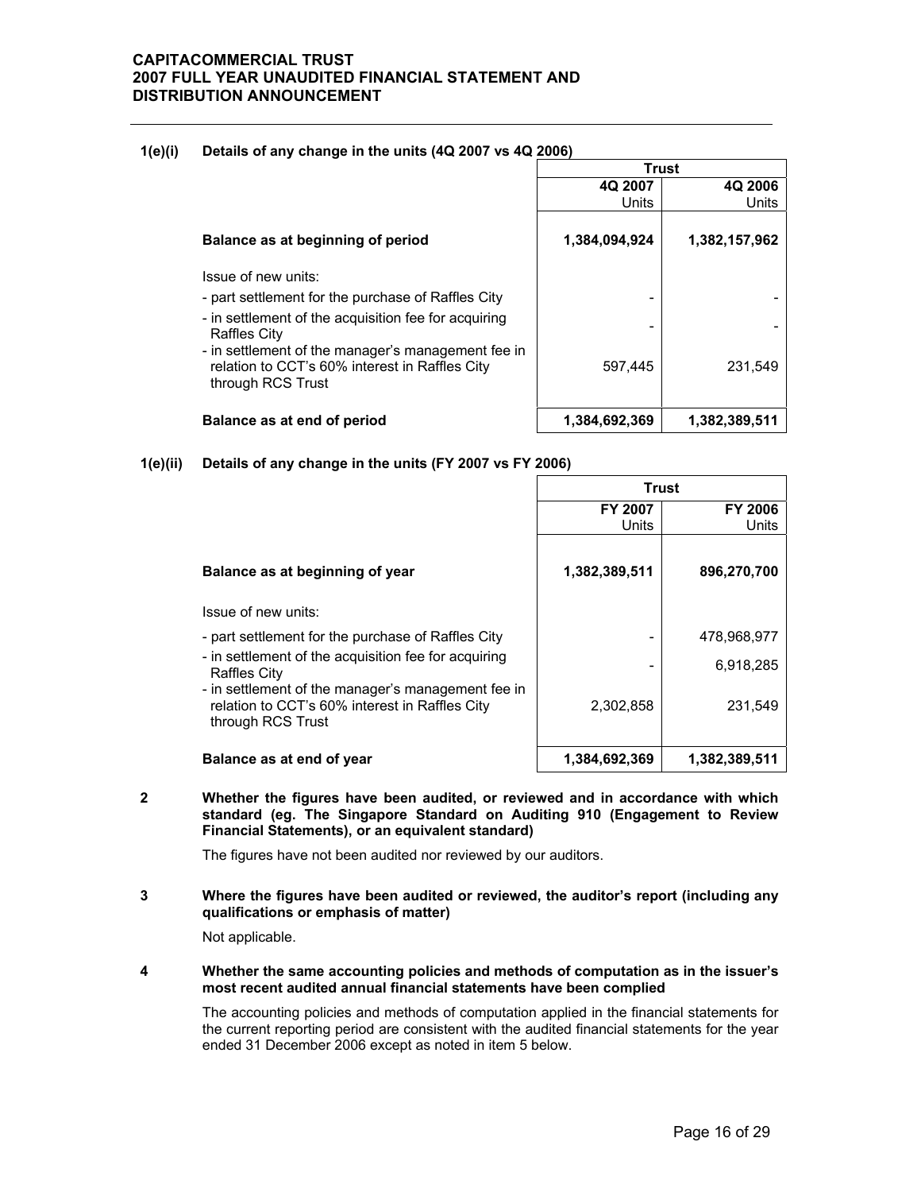### 1(e)(i) Details of any change in the units (4Q 2007 vs 4Q 2006)

| | Trust | |
|---|---|---|
| | 4Q 2007<br>Units | 4Q 2006<br>Units |
| **Balance as at beginning of period** | **1,384,094,924** | **1,382,157,962** |
| Issue of new units: | | |
| - part settlement for the purchase of Raffles City | - | - |
| - in settlement of the acquisition fee for acquiring Raffles City | - | - |
| - in settlement of the manager's management fee in relation to CCT's 60% interest in Raffles City through RCS Trust | 597,445 | 231,549 |
| **Balance as at end of period** | **1,384,692,369** | **1,382,389,511** |

### 1(e)(ii) Details of any change in the units (FY 2007 vs FY 2006)

| | Trust | |
|---|---|---|
| | FY 2007<br>Units | FY 2006<br>Units |
| **Balance as at beginning of year** | **1,382,389,511** | **896,270,700** |
| Issue of new units: | | |
| - part settlement for the purchase of Raffles City | - | 478,968,977 |
| - in settlement of the acquisition fee for acquiring Raffles City | - | 6,918,285 |
| - in settlement of the manager's management fee in relation to CCT's 60% interest in Raffles City through RCS Trust | 2,302,858 | 231,549 |
| **Balance as at end of year** | **1,384,692,369** | **1,382,389,511** |

### 2 Whether the figures have been audited, or reviewed and in accordance with which standard (eg. The Singapore Standard on Auditing 910 (Engagement to Review Financial Statements), or an equivalent standard)

The figures have not been audited nor reviewed by our auditors.

### 3 Where the figures have been audited or reviewed, the auditor's report (including any qualifications or emphasis of matter)

Not applicable.

### 4 Whether the same accounting policies and methods of computation as in the issuer's most recent audited annual financial statements have been complied

The accounting policies and methods of computation applied in the financial statements for the current reporting period are consistent with the audited financial statements for the year ended 31 December 2006 except as noted in item 5 below.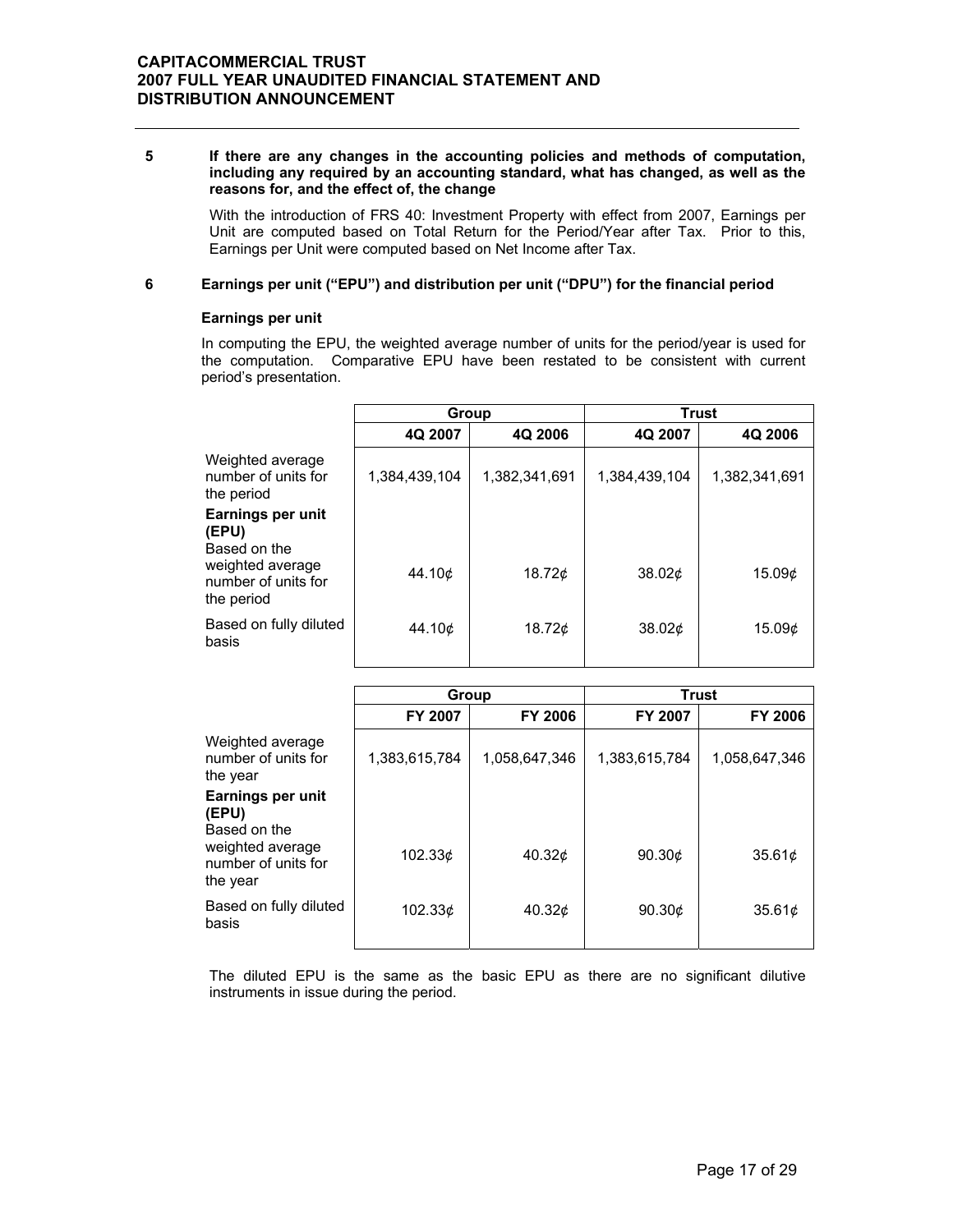**5 If there are any changes in the accounting policies and methods of computation, including any required by an accounting standard, what has changed, as well as the reasons for, and the effect of, the change**

With the introduction of FRS 40: Investment Property with effect from 2007, Earnings per Unit are computed based on Total Return for the Period/Year after Tax. Prior to this, Earnings per Unit were computed based on Net Income after Tax.

**6 Earnings per unit ("EPU") and distribution per unit ("DPU") for the financial period**

**Earnings per unit**

In computing the EPU, the weighted average number of units for the period/year is used for the computation. Comparative EPU have been restated to be consistent with current period's presentation.

| | Group | | Trust | |
|---|---|---|---|---|
| | **4Q 2007** | **4Q 2006** | **4Q 2007** | **4Q 2006** |
| Weighted average number of units for the period | 1,384,439,104 | 1,382,341,691 | 1,384,439,104 | 1,382,341,691 |
| **Earnings per unit (EPU)** | | | | |
| Based on the weighted average number of units for the period | 44.10¢ | 18.72¢ | 38.02¢ | 15.09¢ |
| Based on fully diluted basis | 44.10¢ | 18.72¢ | 38.02¢ | 15.09¢ |

| | Group | | Trust | |
|---|---|---|---|---|
| | **FY 2007** | **FY 2006** | **FY 2007** | **FY 2006** |
| Weighted average number of units for the year | 1,383,615,784 | 1,058,647,346 | 1,383,615,784 | 1,058,647,346 |
| **Earnings per unit (EPU)** | | | | |
| Based on the weighted average number of units for the year | 102.33¢ | 40.32¢ | 90.30¢ | 35.61¢ |
| Based on fully diluted basis | 102.33¢ | 40.32¢ | 90.30¢ | 35.61¢ |

The diluted EPU is the same as the basic EPU as there are no significant dilutive instruments in issue during the period.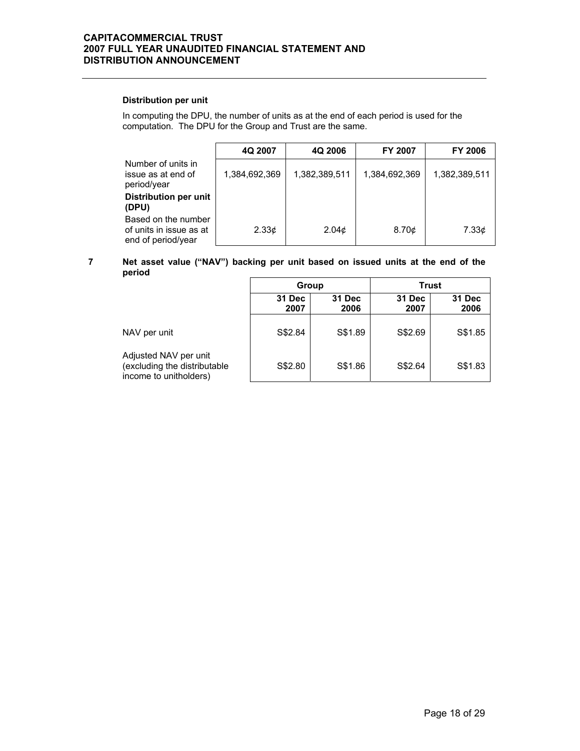**Distribution per unit**

In computing the DPU, the number of units as at the end of each period is used for the computation. The DPU for the Group and Trust are the same.

| | 4Q 2007 | 4Q 2006 | FY 2007 | FY 2006 |
|---|---|---|---|---|
| Number of units in issue as at end of period/year | 1,384,692,369 | 1,382,389,511 | 1,384,692,369 | 1,382,389,511 |
| **Distribution per unit (DPU)** | | | | |
| Based on the number of units in issue as at end of period/year | 2.33¢ | 2.04¢ | 8.70¢ | 7.33¢ |

**7 Net asset value ("NAV") backing per unit based on issued units at the end of the period**

| | Group | | Trust | |
|---|---|---|---|---|
| | 31 Dec 2007 | 31 Dec 2006 | 31 Dec 2007 | 31 Dec 2006 |
| NAV per unit | S$2.84 | S$1.89 | S$2.69 | S$1.85 |
| Adjusted NAV per unit (excluding the distributable income to unitholders) | S$2.80 | S$1.86 | S$2.64 | S$1.83 |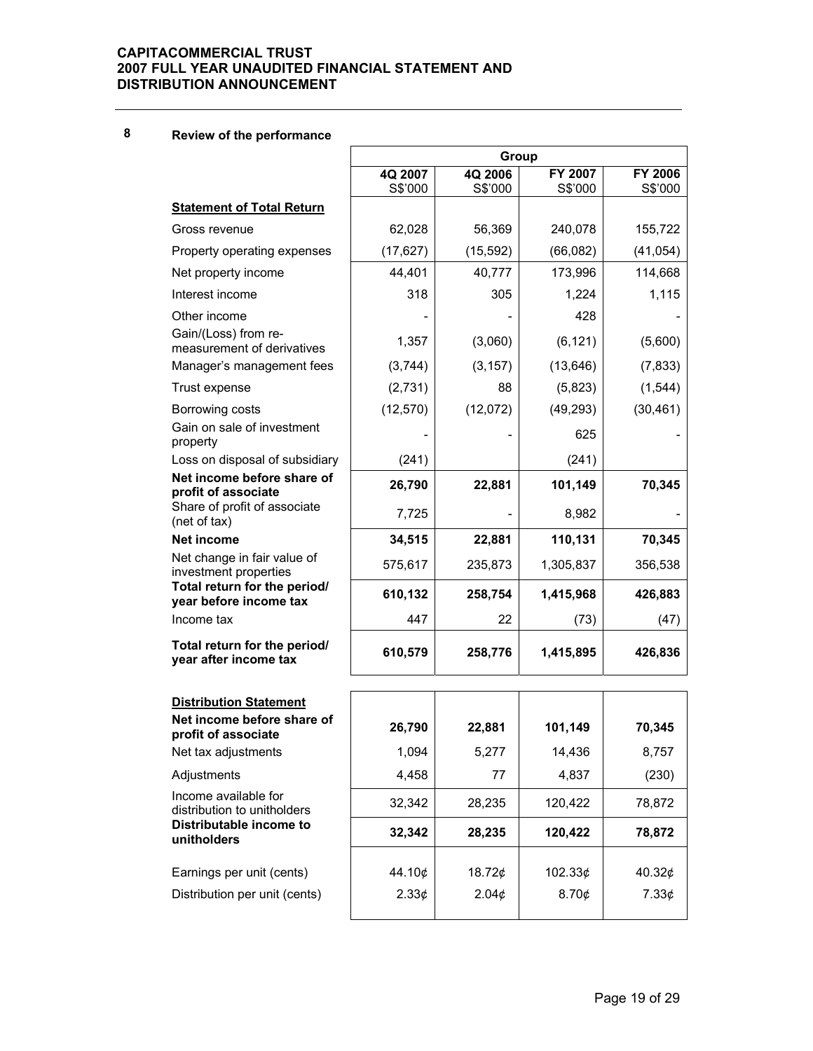## 8 Review of the performance

| | Group | | | |
|---|---|---|---|---|
| | 4Q 2007 S$'000 | 4Q 2006 S$'000 | FY 2007 S$'000 | FY 2006 S$'000 |
| **Statement of Total Return** | | | | |
| Gross revenue | 62,028 | 56,369 | 240,078 | 155,722 |
| Property operating expenses | (17,627) | (15,592) | (66,082) | (41,054) |
| Net property income | 44,401 | 40,777 | 173,996 | 114,668 |
| Interest income | 318 | 305 | 1,224 | 1,115 |
| Other income | - | - | 428 | - |
| Gain/(Loss) from re-measurement of derivatives | 1,357 | (3,060) | (6,121) | (5,600) |
| Manager's management fees | (3,744) | (3,157) | (13,646) | (7,833) |
| Trust expense | (2,731) | 88 | (5,823) | (1,544) |
| Borrowing costs | (12,570) | (12,072) | (49,293) | (30,461) |
| Gain on sale of investment property | - | - | 625 | - |
| Loss on disposal of subsidiary | (241) | | (241) | |
| **Net income before share of profit of associate** | **26,790** | **22,881** | **101,149** | **70,345** |
| Share of profit of associate (net of tax) | 7,725 | - | 8,982 | - |
| **Net income** | **34,515** | **22,881** | **110,131** | **70,345** |
| Net change in fair value of investment properties | 575,617 | 235,873 | 1,305,837 | 356,538 |
| **Total return for the period/ year before income tax** | **610,132** | **258,754** | **1,415,968** | **426,883** |
| Income tax | 447 | 22 | (73) | (47) |
| **Total return for the period/ year after income tax** | **610,579** | **258,776** | **1,415,895** | **426,836** |
| | | | | |
| **Distribution Statement** | | | | |
| **Net income before share of profit of associate** | **26,790** | **22,881** | **101,149** | **70,345** |
| Net tax adjustments | 1,094 | 5,277 | 14,436 | 8,757 |
| Adjustments | 4,458 | 77 | 4,837 | (230) |
| Income available for distribution to unitholders | 32,342 | 28,235 | 120,422 | 78,872 |
| **Distributable income to unitholders** | **32,342** | **28,235** | **120,422** | **78,872** |
| | | | | |
| Earnings per unit (cents) | 44.10¢ | 18.72¢ | 102.33¢ | 40.32¢ |
| Distribution per unit (cents) | 2.33¢ | 2.04¢ | 8.70¢ | 7.33¢ |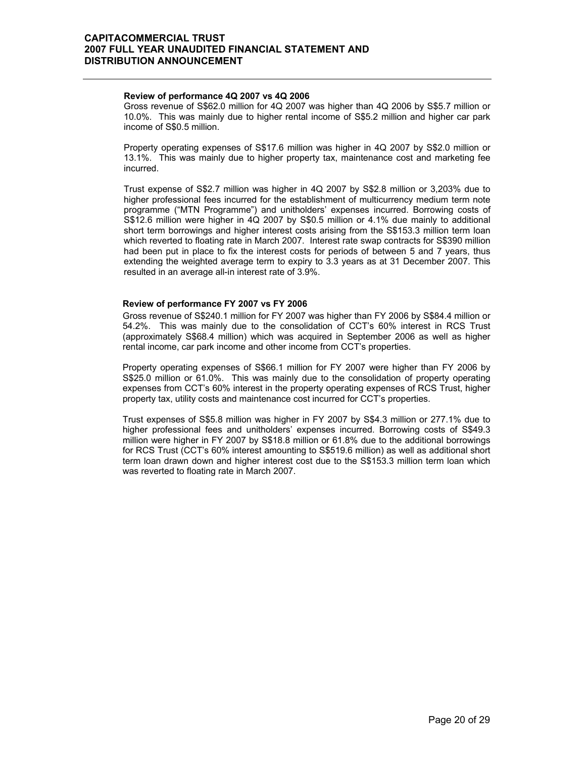**Review of performance 4Q 2007 vs 4Q 2006**

Gross revenue of S$62.0 million for 4Q 2007 was higher than 4Q 2006 by S$5.7 million or 10.0%. This was mainly due to higher rental income of S$5.2 million and higher car park income of S$0.5 million.

Property operating expenses of S$17.6 million was higher in 4Q 2007 by S$2.0 million or 13.1%. This was mainly due to higher property tax, maintenance cost and marketing fee incurred.

Trust expense of S$2.7 million was higher in 4Q 2007 by S$2.8 million or 3,203% due to higher professional fees incurred for the establishment of multicurrency medium term note programme ("MTN Programme") and unitholders' expenses incurred. Borrowing costs of S$12.6 million were higher in 4Q 2007 by S$0.5 million or 4.1% due mainly to additional short term borrowings and higher interest costs arising from the S$153.3 million term loan which reverted to floating rate in March 2007. Interest rate swap contracts for S$390 million had been put in place to fix the interest costs for periods of between 5 and 7 years, thus extending the weighted average term to expiry to 3.3 years as at 31 December 2007. This resulted in an average all-in interest rate of 3.9%.

**Review of performance FY 2007 vs FY 2006**

Gross revenue of S$240.1 million for FY 2007 was higher than FY 2006 by S$84.4 million or 54.2%. This was mainly due to the consolidation of CCT's 60% interest in RCS Trust (approximately S$68.4 million) which was acquired in September 2006 as well as higher rental income, car park income and other income from CCT's properties.

Property operating expenses of S$66.1 million for FY 2007 were higher than FY 2006 by S$25.0 million or 61.0%. This was mainly due to the consolidation of property operating expenses from CCT's 60% interest in the property operating expenses of RCS Trust, higher property tax, utility costs and maintenance cost incurred for CCT's properties.

Trust expenses of S$5.8 million was higher in FY 2007 by S$4.3 million or 277.1% due to higher professional fees and unitholders' expenses incurred. Borrowing costs of S$49.3 million were higher in FY 2007 by S$18.8 million or 61.8% due to the additional borrowings for RCS Trust (CCT's 60% interest amounting to S$519.6 million) as well as additional short term loan drawn down and higher interest cost due to the S$153.3 million term loan which was reverted to floating rate in March 2007.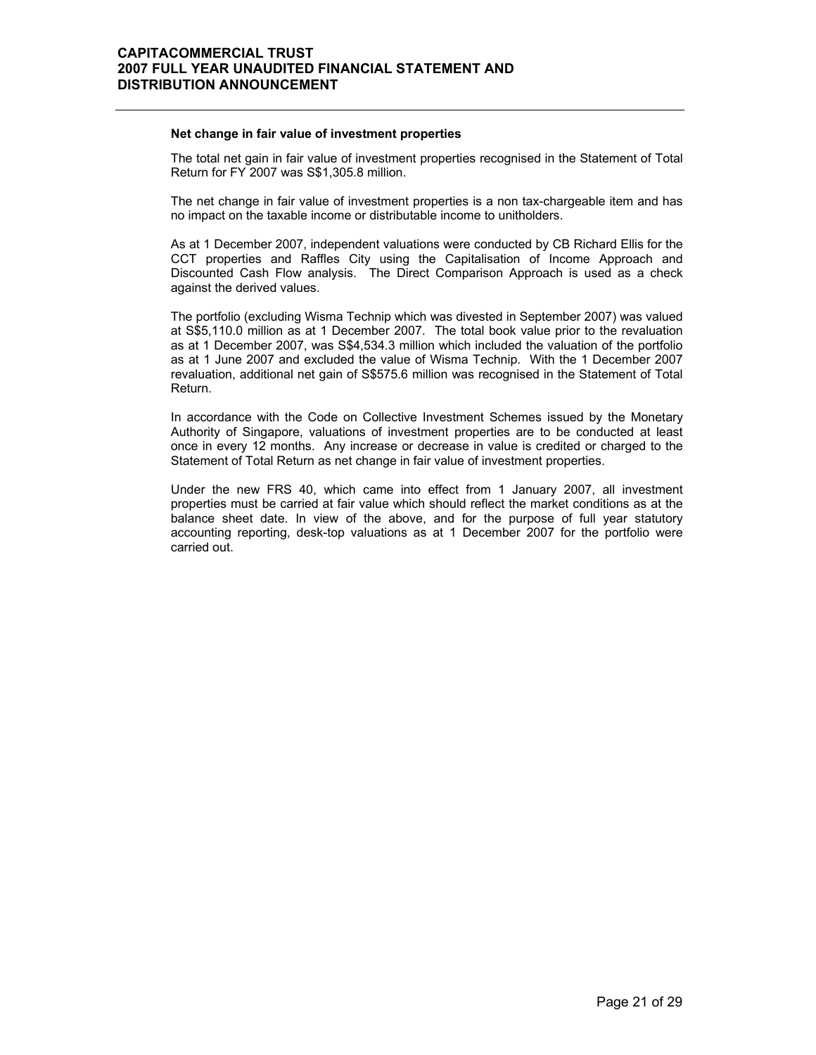**Net change in fair value of investment properties**

The total net gain in fair value of investment properties recognised in the Statement of Total Return for FY 2007 was S$1,305.8 million.

The net change in fair value of investment properties is a non tax-chargeable item and has no impact on the taxable income or distributable income to unitholders.

As at 1 December 2007, independent valuations were conducted by CB Richard Ellis for the CCT properties and Raffles City using the Capitalisation of Income Approach and Discounted Cash Flow analysis. The Direct Comparison Approach is used as a check against the derived values.

The portfolio (excluding Wisma Technip which was divested in September 2007) was valued at S$5,110.0 million as at 1 December 2007. The total book value prior to the revaluation as at 1 December 2007, was S$4,534.3 million which included the valuation of the portfolio as at 1 June 2007 and excluded the value of Wisma Technip. With the 1 December 2007 revaluation, additional net gain of S$575.6 million was recognised in the Statement of Total Return.

In accordance with the Code on Collective Investment Schemes issued by the Monetary Authority of Singapore, valuations of investment properties are to be conducted at least once in every 12 months. Any increase or decrease in value is credited or charged to the Statement of Total Return as net change in fair value of investment properties.

Under the new FRS 40, which came into effect from 1 January 2007, all investment properties must be carried at fair value which should reflect the market conditions as at the balance sheet date. In view of the above, and for the purpose of full year statutory accounting reporting, desk-top valuations as at 1 December 2007 for the portfolio were carried out.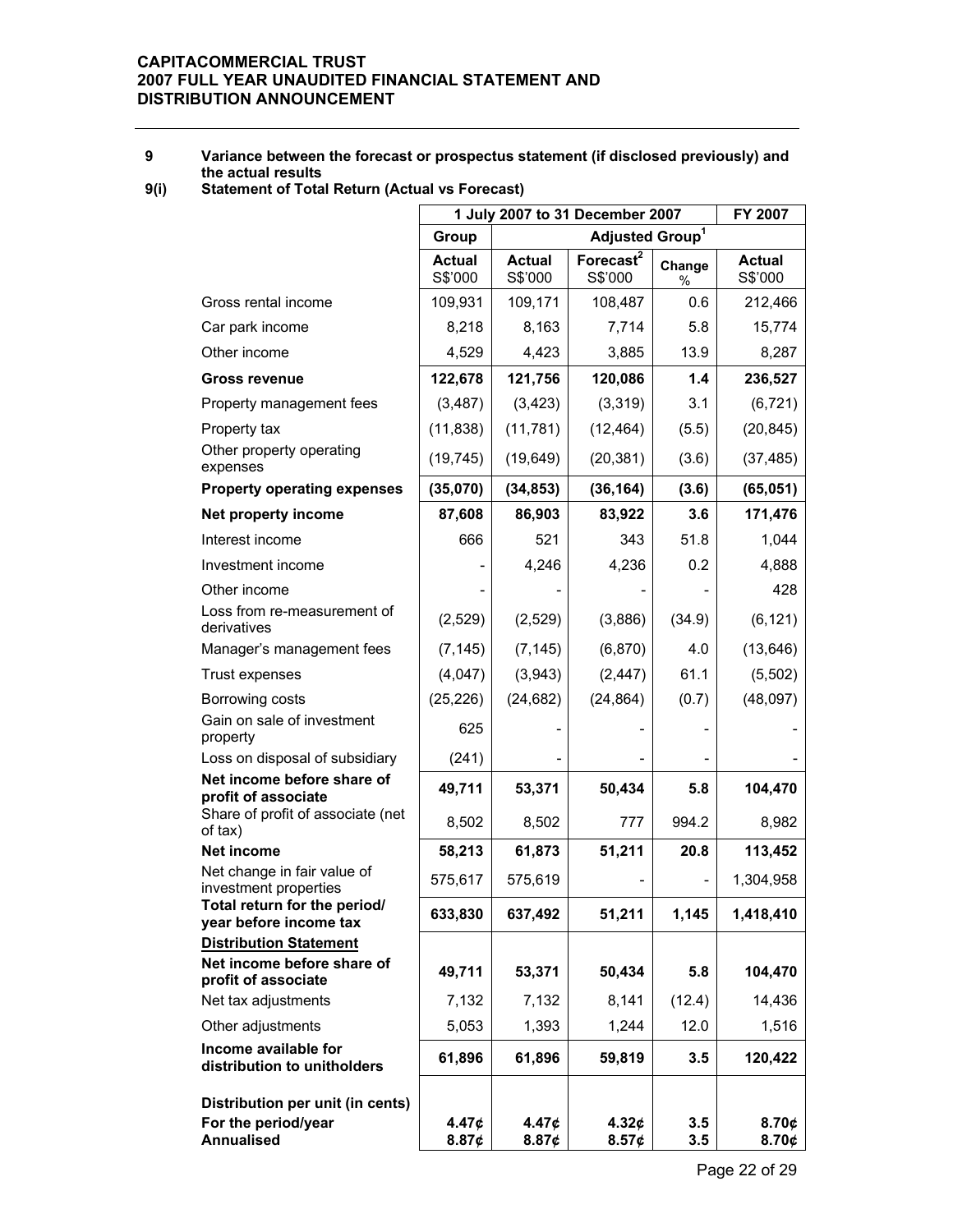**CAPITACOMMERCIAL TRUST**
**2007 FULL YEAR UNAUDITED FINANCIAL STATEMENT AND DISTRIBUTION ANNOUNCEMENT**

**9 Variance between the forecast or prospectus statement (if disclosed previously) and the actual results**

**9(i) Statement of Total Return (Actual vs Forecast)**

| | 1 July 2007 to 31 December 2007 | | | | FY 2007 |
|---|---|---|---|---|---|
| | Group | Adjusted Group[1] | | | |
| | Actual S$'000 | Actual S$'000 | Forecast[2] S$'000 | Change % | Actual S$'000 |
| Gross rental income | 109,931 | 109,171 | 108,487 | 0.6 | 212,466 |
| Car park income | 8,218 | 8,163 | 7,714 | 5.8 | 15,774 |
| Other income | 4,529 | 4,423 | 3,885 | 13.9 | 8,287 |
| **Gross revenue** | **122,678** | **121,756** | **120,086** | **1.4** | **236,527** |
| Property management fees | (3,487) | (3,423) | (3,319) | 3.1 | (6,721) |
| Property tax | (11,838) | (11,781) | (12,464) | (5.5) | (20,845) |
| Other property operating expenses | (19,745) | (19,649) | (20,381) | (3.6) | (37,485) |
| **Property operating expenses** | **(35,070)** | **(34,853)** | **(36,164)** | **(3.6)** | **(65,051)** |
| **Net property income** | **87,608** | **86,903** | **83,922** | **3.6** | **171,476** |
| Interest income | 666 | 521 | 343 | 51.8 | 1,044 |
| Investment income | - | 4,246 | 4,236 | 0.2 | 4,888 |
| Other income | - | - | - | - | 428 |
| Loss from re-measurement of derivatives | (2,529) | (2,529) | (3,886) | (34.9) | (6,121) |
| Manager's management fees | (7,145) | (7,145) | (6,870) | 4.0 | (13,646) |
| Trust expenses | (4,047) | (3,943) | (2,447) | 61.1 | (5,502) |
| Borrowing costs | (25,226) | (24,682) | (24,864) | (0.7) | (48,097) |
| Gain on sale of investment property | 625 | - | - | - | - |
| Loss on disposal of subsidiary | (241) | - | - | - | - |
| **Net income before share of profit of associate** | **49,711** | **53,371** | **50,434** | **5.8** | **104,470** |
| Share of profit of associate (net of tax) | 8,502 | 8,502 | 777 | 994.2 | 8,982 |
| **Net income** | **58,213** | **61,873** | **51,211** | **20.8** | **113,452** |
| Net change in fair value of investment properties | 575,617 | 575,619 | - | - | 1,304,958 |
| **Total return for the period/ year before income tax** | **633,830** | **637,492** | **51,211** | **1,145** | **1,418,410** |
| **Distribution Statement** | | | | | |
| **Net income before share of profit of associate** | **49,711** | **53,371** | **50,434** | **5.8** | **104,470** |
| Net tax adjustments | 7,132 | 7,132 | 8,141 | (12.4) | 14,436 |
| Other adjustments | 5,053 | 1,393 | 1,244 | 12.0 | 1,516 |
| **Income available for distribution to unitholders** | **61,896** | **61,896** | **59,819** | **3.5** | **120,422** |
| **Distribution per unit (in cents)** | | | | | |
| **For the period/year** | **4.47¢** | **4.47¢** | **4.32¢** | **3.5** | **8.70¢** |
| **Annualised** | **8.87¢** | **8.87¢** | **8.57¢** | **3.5** | **8.70¢** |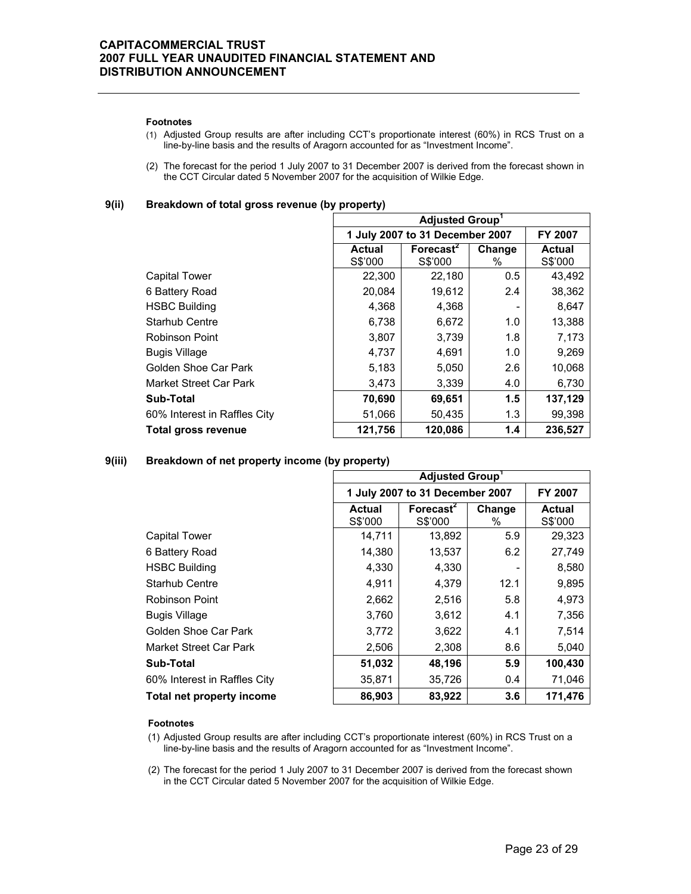**Footnotes**

(1) Adjusted Group results are after including CCT's proportionate interest (60%) in RCS Trust on a line-by-line basis and the results of Aragorn accounted for as "Investment Income".

(2) The forecast for the period 1 July 2007 to 31 December 2007 is derived from the forecast shown in the CCT Circular dated 5 November 2007 for the acquisition of Wilkie Edge.

### 9(ii) Breakdown of total gross revenue (by property)

| | Adjusted Group[1] | | | |
|---|---|---|---|---|
| | 1 July 2007 to 31 December 2007 | | | FY 2007 |
| | Actual S$'000 | Forecast[2] S$'000 | Change % | Actual S$'000 |
| Capital Tower | 22,300 | 22,180 | 0.5 | 43,492 |
| 6 Battery Road | 20,084 | 19,612 | 2.4 | 38,362 |
| HSBC Building | 4,368 | 4,368 | - | 8,647 |
| Starhub Centre | 6,738 | 6,672 | 1.0 | 13,388 |
| Robinson Point | 3,807 | 3,739 | 1.8 | 7,173 |
| Bugis Village | 4,737 | 4,691 | 1.0 | 9,269 |
| Golden Shoe Car Park | 5,183 | 5,050 | 2.6 | 10,068 |
| Market Street Car Park | 3,473 | 3,339 | 4.0 | 6,730 |
| **Sub-Total** | **70,690** | **69,651** | **1.5** | **137,129** |
| 60% Interest in Raffles City | 51,066 | 50,435 | 1.3 | 99,398 |
| **Total gross revenue** | **121,756** | **120,086** | **1.4** | **236,527** |

### 9(iii) Breakdown of net property income (by property)

| | Adjusted Group[1] | | | |
|---|---|---|---|---|
| | 1 July 2007 to 31 December 2007 | | | FY 2007 |
| | Actual S$'000 | Forecast[2] S$'000 | Change % | Actual S$'000 |
| Capital Tower | 14,711 | 13,892 | 5.9 | 29,323 |
| 6 Battery Road | 14,380 | 13,537 | 6.2 | 27,749 |
| HSBC Building | 4,330 | 4,330 | - | 8,580 |
| Starhub Centre | 4,911 | 4,379 | 12.1 | 9,895 |
| Robinson Point | 2,662 | 2,516 | 5.8 | 4,973 |
| Bugis Village | 3,760 | 3,612 | 4.1 | 7,356 |
| Golden Shoe Car Park | 3,772 | 3,622 | 4.1 | 7,514 |
| Market Street Car Park | 2,506 | 2,308 | 8.6 | 5,040 |
| **Sub-Total** | **51,032** | **48,196** | **5.9** | **100,430** |
| 60% Interest in Raffles City | 35,871 | 35,726 | 0.4 | 71,046 |
| **Total net property income** | **86,903** | **83,922** | **3.6** | **171,476** |

**Footnotes**

(1) Adjusted Group results are after including CCT's proportionate interest (60%) in RCS Trust on a line-by-line basis and the results of Aragorn accounted for as "Investment Income".

(2) The forecast for the period 1 July 2007 to 31 December 2007 is derived from the forecast shown in the CCT Circular dated 5 November 2007 for the acquisition of Wilkie Edge.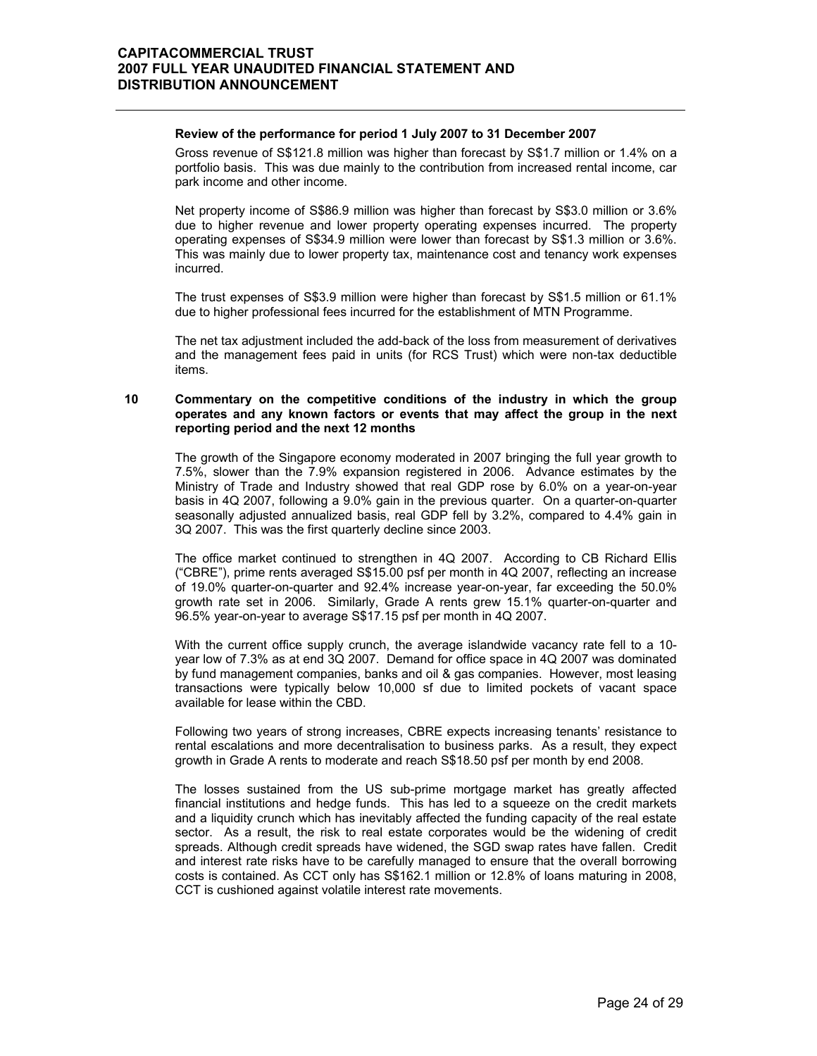**Review of the performance for period 1 July 2007 to 31 December 2007**

Gross revenue of S$121.8 million was higher than forecast by S$1.7 million or 1.4% on a portfolio basis. This was due mainly to the contribution from increased rental income, car park income and other income.

Net property income of S$86.9 million was higher than forecast by S$3.0 million or 3.6% due to higher revenue and lower property operating expenses incurred. The property operating expenses of S$34.9 million were lower than forecast by S$1.3 million or 3.6%. This was mainly due to lower property tax, maintenance cost and tenancy work expenses incurred.

The trust expenses of S$3.9 million were higher than forecast by S$1.5 million or 61.1% due to higher professional fees incurred for the establishment of MTN Programme.

The net tax adjustment included the add-back of the loss from measurement of derivatives and the management fees paid in units (for RCS Trust) which were non-tax deductible items.

## 10 Commentary on the competitive conditions of the industry in which the group operates and any known factors or events that may affect the group in the next reporting period and the next 12 months

The growth of the Singapore economy moderated in 2007 bringing the full year growth to 7.5%, slower than the 7.9% expansion registered in 2006. Advance estimates by the Ministry of Trade and Industry showed that real GDP rose by 6.0% on a year-on-year basis in 4Q 2007, following a 9.0% gain in the previous quarter. On a quarter-on-quarter seasonally adjusted annualized basis, real GDP fell by 3.2%, compared to 4.4% gain in 3Q 2007. This was the first quarterly decline since 2003.

The office market continued to strengthen in 4Q 2007. According to CB Richard Ellis ("CBRE"), prime rents averaged S$15.00 psf per month in 4Q 2007, reflecting an increase of 19.0% quarter-on-quarter and 92.4% increase year-on-year, far exceeding the 50.0% growth rate set in 2006. Similarly, Grade A rents grew 15.1% quarter-on-quarter and 96.5% year-on-year to average S$17.15 psf per month in 4Q 2007.

With the current office supply crunch, the average islandwide vacancy rate fell to a 10-year low of 7.3% as at end 3Q 2007. Demand for office space in 4Q 2007 was dominated by fund management companies, banks and oil & gas companies. However, most leasing transactions were typically below 10,000 sf due to limited pockets of vacant space available for lease within the CBD.

Following two years of strong increases, CBRE expects increasing tenants' resistance to rental escalations and more decentralisation to business parks. As a result, they expect growth in Grade A rents to moderate and reach S$18.50 psf per month by end 2008.

The losses sustained from the US sub-prime mortgage market has greatly affected financial institutions and hedge funds. This has led to a squeeze on the credit markets and a liquidity crunch which has inevitably affected the funding capacity of the real estate sector. As a result, the risk to real estate corporates would be the widening of credit spreads. Although credit spreads have widened, the SGD swap rates have fallen. Credit and interest rate risks have to be carefully managed to ensure that the overall borrowing costs is contained. As CCT only has S$162.1 million or 12.8% of loans maturing in 2008, CCT is cushioned against volatile interest rate movements.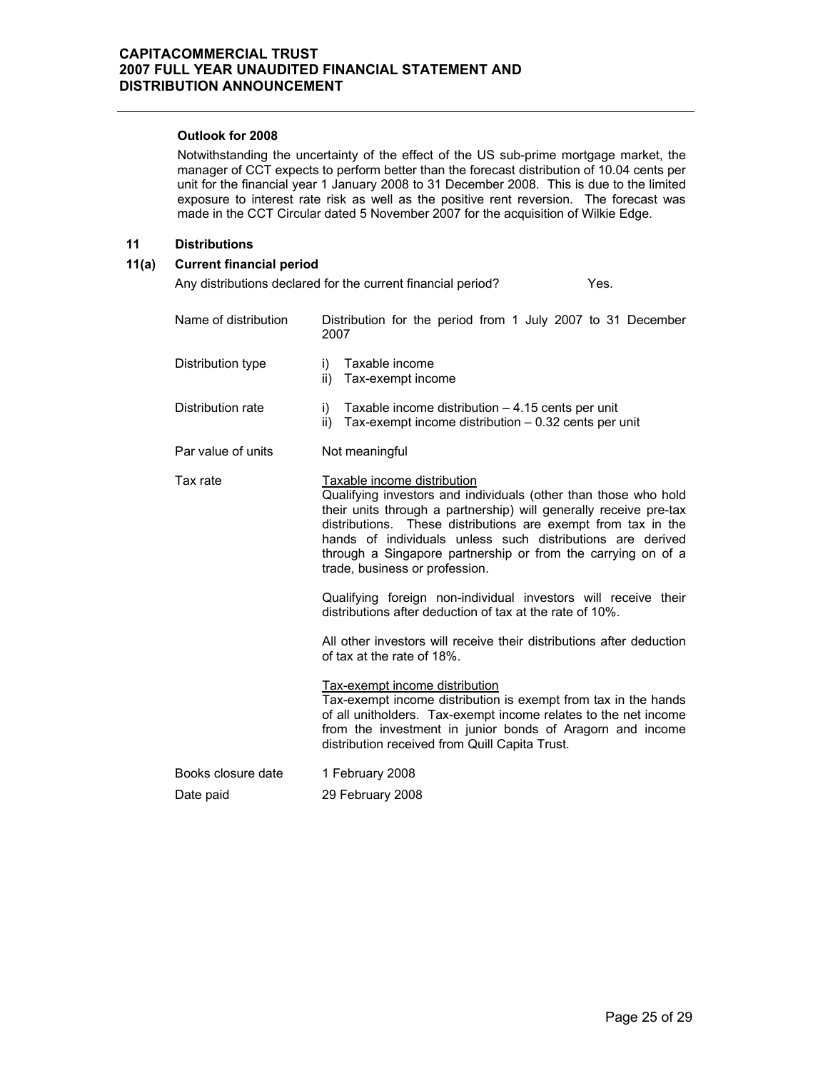**Outlook for 2008**

Notwithstanding the uncertainty of the effect of the US sub-prime mortgage market, the manager of CCT expects to perform better than the forecast distribution of 10.04 cents per unit for the financial year 1 January 2008 to 31 December 2008. This is due to the limited exposure to interest rate risk as well as the positive rent reversion. The forecast was made in the CCT Circular dated 5 November 2007 for the acquisition of Wilkie Edge.

## 11 Distributions

### 11(a) Current financial period

Any distributions declared for the current financial period? Yes.

| | |
|---|---|
| Name of distribution | Distribution for the period from 1 July 2007 to 31 December 2007 |
| Distribution type | i) Taxable income<br>ii) Tax-exempt income |
| Distribution rate | i) Taxable income distribution – 4.15 cents per unit<br>ii) Tax-exempt income distribution – 0.32 cents per unit |
| Par value of units | Not meaningful |
| Tax rate | <u>Taxable income distribution</u><br>Qualifying investors and individuals (other than those who hold their units through a partnership) will generally receive pre-tax distributions. These distributions are exempt from tax in the hands of individuals unless such distributions are derived through a Singapore partnership or from the carrying on of a trade, business or profession.<br><br>Qualifying foreign non-individual investors will receive their distributions after deduction of tax at the rate of 10%.<br><br>All other investors will receive their distributions after deduction of tax at the rate of 18%.<br><br><u>Tax-exempt income distribution</u><br>Tax-exempt income distribution is exempt from tax in the hands of all unitholders. Tax-exempt income relates to the net income from the investment in junior bonds of Aragorn and income distribution received from Quill Capita Trust. |
| Books closure date | 1 February 2008 |
| Date paid | 29 February 2008 |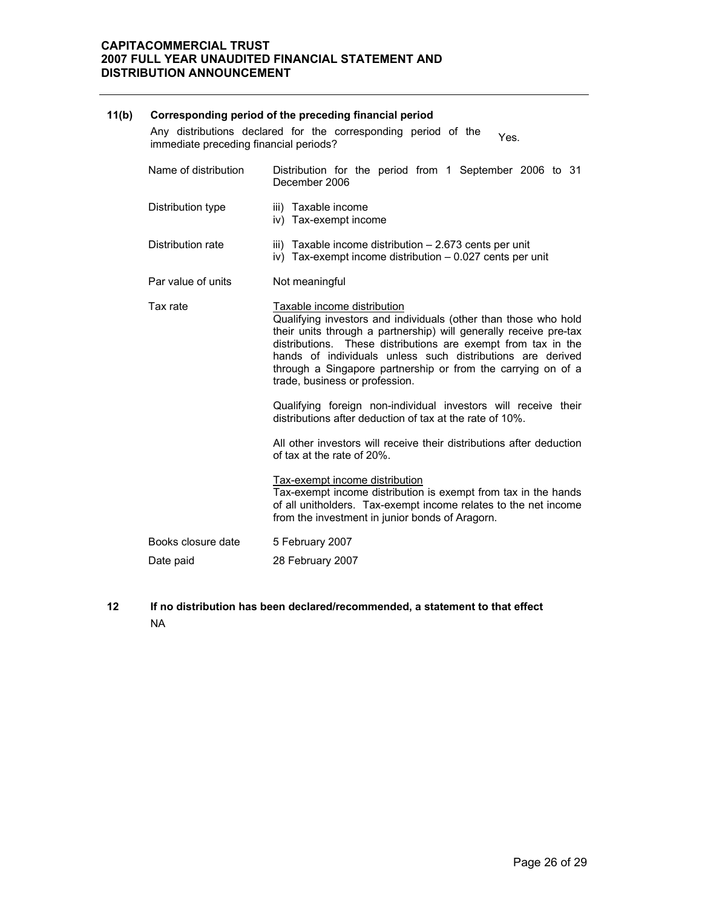## 11(b) Corresponding period of the preceding financial period

Any distributions declared for the corresponding period of the immediate preceding financial periods? Yes.

| | |
|---|---|
| Name of distribution | Distribution for the period from 1 September 2006 to 31 December 2006 |
| Distribution type | iii) Taxable income<br>iv) Tax-exempt income |
| Distribution rate | iii) Taxable income distribution – 2.673 cents per unit<br>iv) Tax-exempt income distribution – 0.027 cents per unit |
| Par value of units | Not meaningful |
| Tax rate | <u>Taxable income distribution</u><br>Qualifying investors and individuals (other than those who hold their units through a partnership) will generally receive pre-tax distributions. These distributions are exempt from tax in the hands of individuals unless such distributions are derived through a Singapore partnership or from the carrying on of a trade, business or profession.<br><br>Qualifying foreign non-individual investors will receive their distributions after deduction of tax at the rate of 10%.<br><br>All other investors will receive their distributions after deduction of tax at the rate of 20%.<br><br><u>Tax-exempt income distribution</u><br>Tax-exempt income distribution is exempt from tax in the hands of all unitholders. Tax-exempt income relates to the net income from the investment in junior bonds of Aragorn. |
| Books closure date | 5 February 2007 |
| Date paid | 28 February 2007 |

## 12 If no distribution has been declared/recommended, a statement to that effect

NA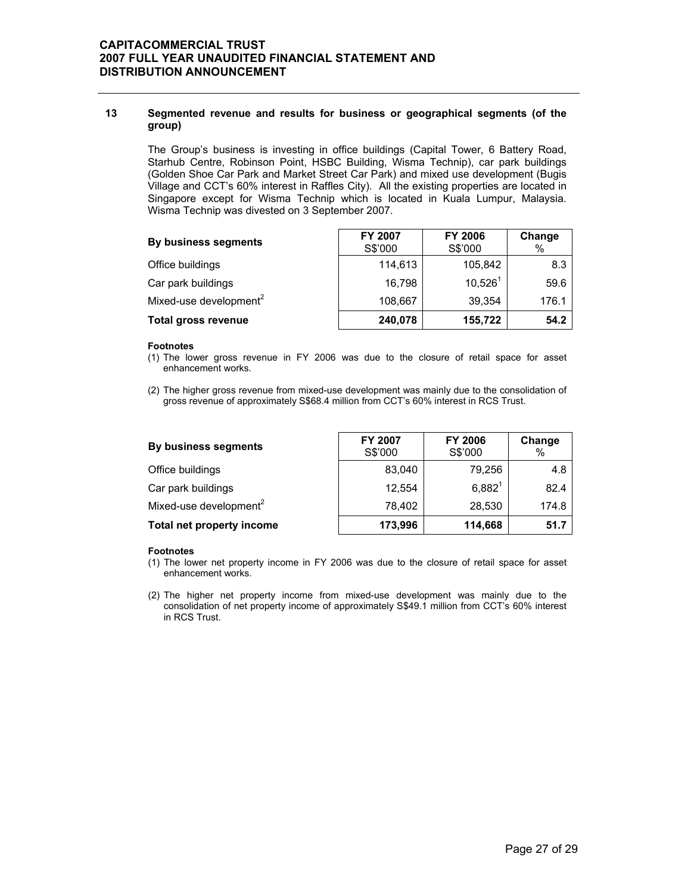## 13 Segmented revenue and results for business or geographical segments (of the group)

The Group's business is investing in office buildings (Capital Tower, 6 Battery Road, Starhub Centre, Robinson Point, HSBC Building, Wisma Technip), car park buildings (Golden Shoe Car Park and Market Street Car Park) and mixed use development (Bugis Village and CCT's 60% interest in Raffles City). All the existing properties are located in Singapore except for Wisma Technip which is located in Kuala Lumpur, Malaysia. Wisma Technip was divested on 3 September 2007.

| By business segments | FY 2007 S$'000 | FY 2006 S$'000 | Change % |
|---|---|---|---|
| Office buildings | 114,613 | 105,842 | 8.3 |
| Car park buildings | 16,798 | 10,526[1] | 59.6 |
| Mixed-use development[2] | 108,667 | 39,354 | 176.1 |
| **Total gross revenue** | **240,078** | **155,722** | **54.2** |

**Footnotes**

(1) The lower gross revenue in FY 2006 was due to the closure of retail space for asset enhancement works.

(2) The higher gross revenue from mixed-use development was mainly due to the consolidation of gross revenue of approximately S$68.4 million from CCT's 60% interest in RCS Trust.

| By business segments | FY 2007 S$'000 | FY 2006 S$'000 | Change % |
|---|---|---|---|
| Office buildings | 83,040 | 79,256 | 4.8 |
| Car park buildings | 12,554 | 6,882[1] | 82.4 |
| Mixed-use development[2] | 78,402 | 28,530 | 174.8 |
| **Total net property income** | **173,996** | **114,668** | **51.7** |

**Footnotes**

(1) The lower net property income in FY 2006 was due to the closure of retail space for asset enhancement works.

(2) The higher net property income from mixed-use development was mainly due to the consolidation of net property income of approximately S$49.1 million from CCT's 60% interest in RCS Trust.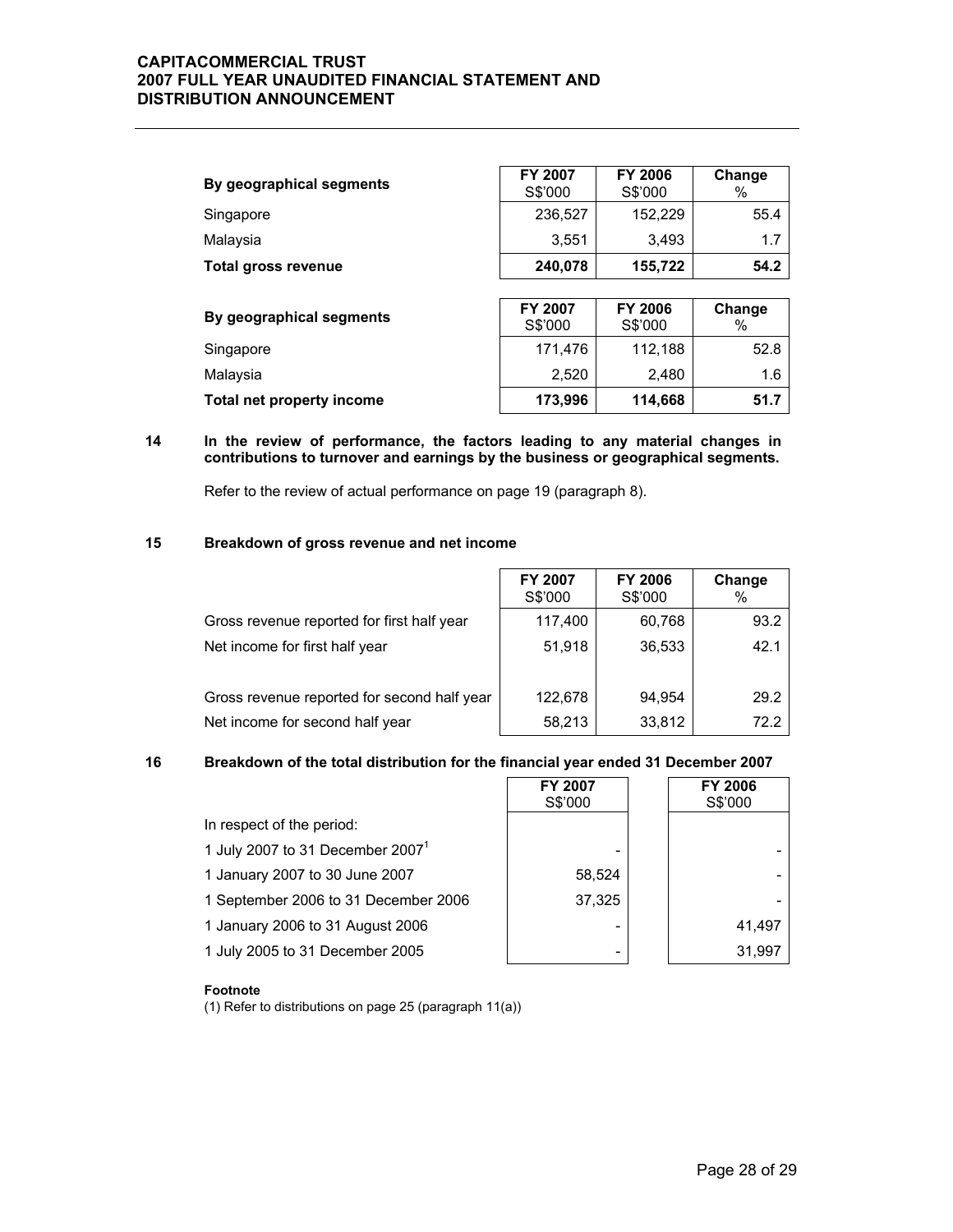| By geographical segments | FY 2007 S$'000 | FY 2006 S$'000 | Change % |
|---|---|---|---|
| Singapore | 236,527 | 152,229 | 55.4 |
| Malaysia | 3,551 | 3,493 | 1.7 |
| **Total gross revenue** | **240,078** | **155,722** | **54.2** |

| By geographical segments | FY 2007 S$'000 | FY 2006 S$'000 | Change % |
|---|---|---|---|
| Singapore | 171,476 | 112,188 | 52.8 |
| Malaysia | 2,520 | 2,480 | 1.6 |
| **Total net property income** | **173,996** | **114,668** | **51.7** |

**14 In the review of performance, the factors leading to any material changes in contributions to turnover and earnings by the business or geographical segments.**

Refer to the review of actual performance on page 19 (paragraph 8).

**15 Breakdown of gross revenue and net income**

| | FY 2007 S$'000 | FY 2006 S$'000 | Change % |
|---|---|---|---|
| Gross revenue reported for first half year | 117,400 | 60,768 | 93.2 |
| Net income for first half year | 51,918 | 36,533 | 42.1 |
| Gross revenue reported for second half year | 122,678 | 94,954 | 29.2 |
| Net income for second half year | 58,213 | 33,812 | 72.2 |

**16 Breakdown of the total distribution for the financial year ended 31 December 2007**

| | FY 2007 S$'000 | FY 2006 S$'000 |
|---|---|---|
| In respect of the period: | | |
| 1 July 2007 to 31 December 2007[1] | - | - |
| 1 January 2007 to 30 June 2007 | 58,524 | - |
| 1 September 2006 to 31 December 2006 | 37,325 | - |
| 1 January 2006 to 31 August 2006 | - | 41,497 |
| 1 July 2005 to 31 December 2005 | - | 31,997 |

**Footnote**

(1) Refer to distributions on page 25 (paragraph 11(a))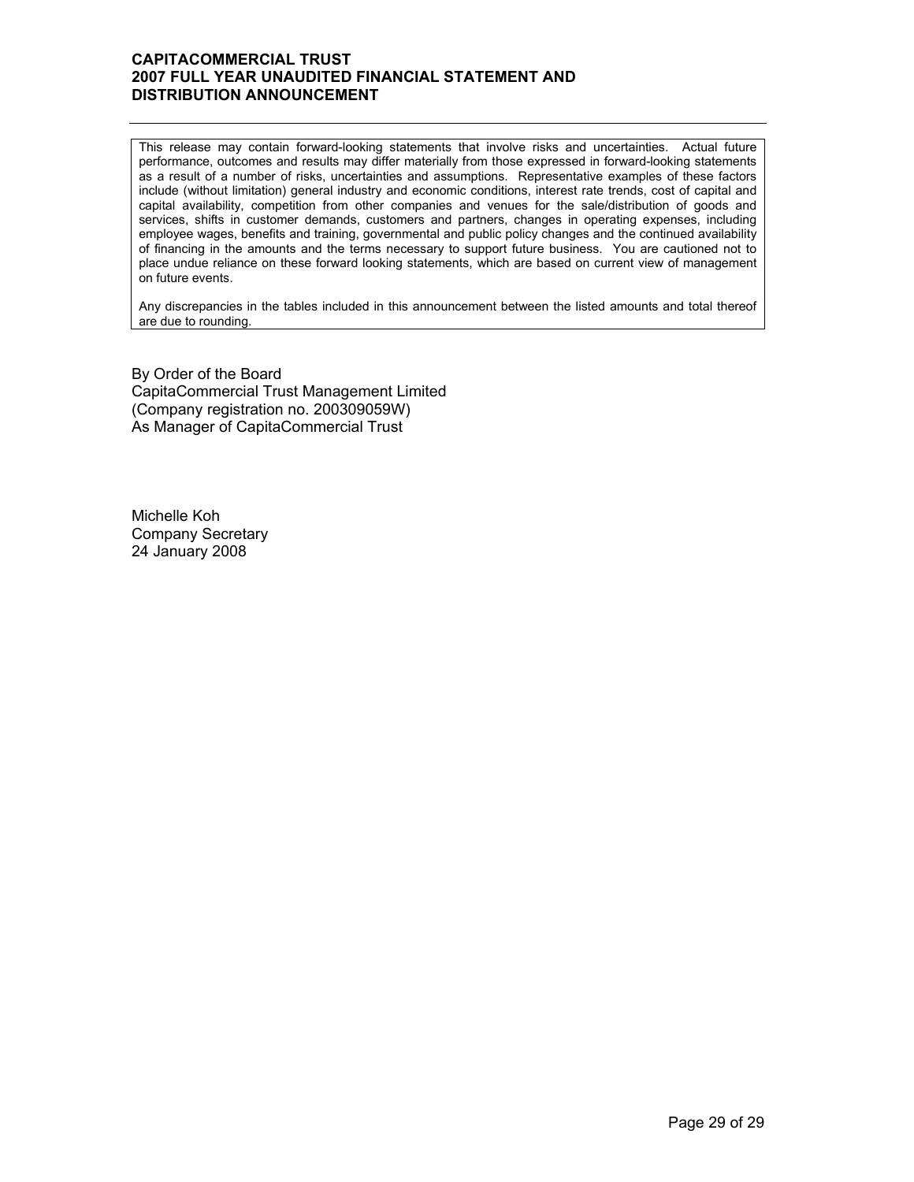This release may contain forward-looking statements that involve risks and uncertainties. Actual future performance, outcomes and results may differ materially from those expressed in forward-looking statements as a result of a number of risks, uncertainties and assumptions. Representative examples of these factors include (without limitation) general industry and economic conditions, interest rate trends, cost of capital and capital availability, competition from other companies and venues for the sale/distribution of goods and services, shifts in customer demands, customers and partners, changes in operating expenses, including employee wages, benefits and training, governmental and public policy changes and the continued availability of financing in the amounts and the terms necessary to support future business. You are cautioned not to place undue reliance on these forward looking statements, which are based on current view of management on future events.

Any discrepancies in the tables included in this announcement between the listed amounts and total thereof are due to rounding.

By Order of the Board
CapitaCommercial Trust Management Limited
(Company registration no. 200309059W)
As Manager of CapitaCommercial Trust

Michelle Koh
Company Secretary
24 January 2008